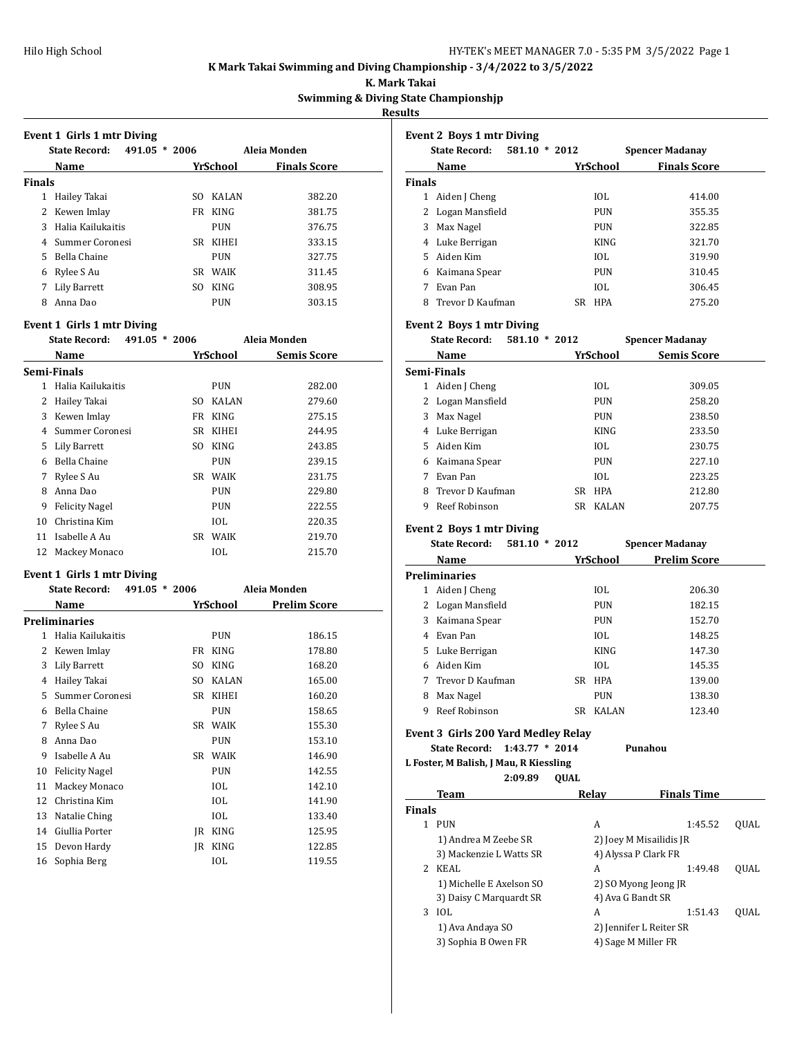**K Mark Takai Swimming and Diving Championship - 3/4/2022 to 3/5/2022**

**K. Mark Takai**

**Swimming & Diving State Championshjp**

**Results**

### Event 1 Girls 1 mtr Diving

State Record: 491.05 * 2006 Aleia Monden

| | Name | Yr | School | Finals Score |
|---|---|---|---|---|
| **Finals** | | | | |
| 1 | Hailey Takai | SO | KALAN | 382.20 |
| 2 | Kewen Imlay | FR | KING | 381.75 |
| 3 | Halia Kailukaitis | | PUN | 376.75 |
| 4 | Summer Coronesi | SR | KIHEI | 333.15 |
| 5 | Bella Chaine | | PUN | 327.75 |
| 6 | Rylee S Au | SR | WAIK | 311.45 |
| 7 | Lily Barrett | SO | KING | 308.95 |
| 8 | Anna Dao | | PUN | 303.15 |

### Event 1 Girls 1 mtr Diving

State Record: 491.05 * 2006 Aleia Monden

| | Name | Yr | School | Semis Score |
|---|---|---|---|---|
| **Semi-Finals** | | | | |
| 1 | Halia Kailukaitis | | PUN | 282.00 |
| 2 | Hailey Takai | SO | KALAN | 279.60 |
| 3 | Kewen Imlay | FR | KING | 275.15 |
| 4 | Summer Coronesi | SR | KIHEI | 244.95 |
| 5 | Lily Barrett | SO | KING | 243.85 |
| 6 | Bella Chaine | | PUN | 239.15 |
| 7 | Rylee S Au | SR | WAIK | 231.75 |
| 8 | Anna Dao | | PUN | 229.80 |
| 9 | Felicity Nagel | | PUN | 222.55 |
| 10 | Christina Kim | | IOL | 220.35 |
| 11 | Isabelle A Au | SR | WAIK | 219.70 |
| 12 | Mackey Monaco | | IOL | 215.70 |

### Event 1 Girls 1 mtr Diving

State Record: 491.05 * 2006 Aleia Monden

| | Name | Yr | School | Prelim Score |
|---|---|---|---|---|
| **Preliminaries** | | | | |
| 1 | Halia Kailukaitis | | PUN | 186.15 |
| 2 | Kewen Imlay | FR | KING | 178.80 |
| 3 | Lily Barrett | SO | KING | 168.20 |
| 4 | Hailey Takai | SO | KALAN | 165.00 |
| 5 | Summer Coronesi | SR | KIHEI | 160.20 |
| 6 | Bella Chaine | | PUN | 158.65 |
| 7 | Rylee S Au | SR | WAIK | 155.30 |
| 8 | Anna Dao | | PUN | 153.10 |
| 9 | Isabelle A Au | SR | WAIK | 146.90 |
| 10 | Felicity Nagel | | PUN | 142.55 |
| 11 | Mackey Monaco | | IOL | 142.10 |
| 12 | Christina Kim | | IOL | 141.90 |
| 13 | Natalie Ching | | IOL | 133.40 |
| 14 | Giullia Porter | JR | KING | 125.95 |
| 15 | Devon Hardy | JR | KING | 122.85 |
| 16 | Sophia Berg | | IOL | 119.55 |

### Event 2 Boys 1 mtr Diving

State Record: 581.10 * 2012 Spencer Madanay

| | Name | Yr | School | Finals Score |
|---|---|---|---|---|
| **Finals** | | | | |
| 1 | Aiden J Cheng | | IOL | 414.00 |
| 2 | Logan Mansfield | | PUN | 355.35 |
| 3 | Max Nagel | | PUN | 322.85 |
| 4 | Luke Berrigan | | KING | 321.70 |
| 5 | Aiden Kim | | IOL | 319.90 |
| 6 | Kaimana Spear | | PUN | 310.45 |
| 7 | Evan Pan | | IOL | 306.45 |
| 8 | Trevor D Kaufman | SR | HPA | 275.20 |

### Event 2 Boys 1 mtr Diving

State Record: 581.10 * 2012 Spencer Madanay

| | Name | Yr | School | Semis Score |
|---|---|---|---|---|
| **Semi-Finals** | | | | |
| 1 | Aiden J Cheng | | IOL | 309.05 |
| 2 | Logan Mansfield | | PUN | 258.20 |
| 3 | Max Nagel | | PUN | 238.50 |
| 4 | Luke Berrigan | | KING | 233.50 |
| 5 | Aiden Kim | | IOL | 230.75 |
| 6 | Kaimana Spear | | PUN | 227.10 |
| 7 | Evan Pan | | IOL | 223.25 |
| 8 | Trevor D Kaufman | SR | HPA | 212.80 |
| 9 | Reef Robinson | SR | KALAN | 207.75 |

### Event 2 Boys 1 mtr Diving

State Record: 581.10 * 2012 Spencer Madanay

| | Name | Yr | School | Prelim Score |
|---|---|---|---|---|
| **Preliminaries** | | | | |
| 1 | Aiden J Cheng | | IOL | 206.30 |
| 2 | Logan Mansfield | | PUN | 182.15 |
| 3 | Kaimana Spear | | PUN | 152.70 |
| 4 | Evan Pan | | IOL | 148.25 |
| 5 | Luke Berrigan | | KING | 147.30 |
| 6 | Aiden Kim | | IOL | 145.35 |
| 7 | Trevor D Kaufman | SR | HPA | 139.00 |
| 8 | Max Nagel | | PUN | 138.30 |
| 9 | Reef Robinson | SR | KALAN | 123.40 |

### Event 3 Girls 200 Yard Medley Relay

State Record: 1:43.77 * 2014 Punahou

L Foster, M Balish, J Mau, R Kiessling

2:09.89 QUAL

| | Team | Relay | Finals Time | |
|---|---|---|---|---|
| **Finals** | | | | |
| 1 | PUN | A | 1:45.52 | QUAL |
| | 1) Andrea M Zeebe SR | 2) Joey M Misailidis JR | | |
| | 3) Mackenzie L Watts SR | 4) Alyssa P Clark FR | | |
| 2 | KEAL | A | 1:49.48 | QUAL |
| | 1) Michelle E Axelson SO | 2) SO Myong Jeong JR | | |
| | 3) Daisy C Marquardt SR | 4) Ava G Bandt SR | | |
| 3 | IOL | A | 1:51.43 | QUAL |
| | 1) Ava Andaya SO | 2) Jennifer L Reiter SR | | |
| | 3) Sophia B Owen FR | 4) Sage M Miller FR | | |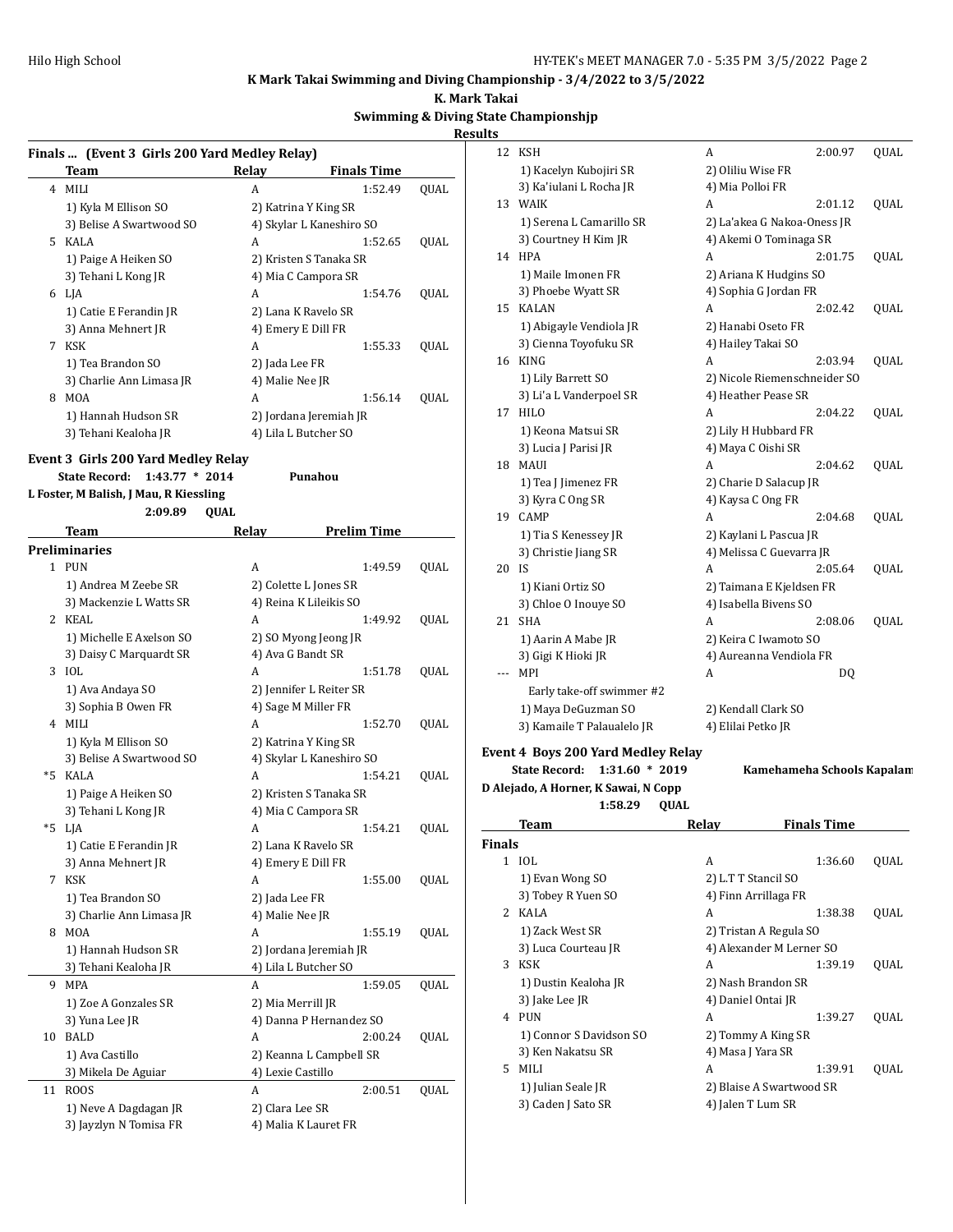## K Mark Takai Swimming and Diving Championship - 3/4/2022 to 3/5/2022

### K. Mark Takai

### Swimming & Diving State Championshjp

### Results

**Finals ... (Event 3 Girls 200 Yard Medley Relay)**

| | Team | Relay | Finals Time | |
|---|---|---|---|---|
| 4 | MILI | A | 1:52.49 | QUAL |
| | 1) Kyla M Ellison SO | 2) Katrina Y King SR | | |
| | 3) Belise A Swartwood SO | 4) Skylar L Kaneshiro SO | | |
| 5 | KALA | A | 1:52.65 | QUAL |
| | 1) Paige A Heiken SO | 2) Kristen S Tanaka SR | | |
| | 3) Tehani L Kong JR | 4) Mia C Campora SR | | |
| 6 | LJA | A | 1:54.76 | QUAL |
| | 1) Catie E Ferandin JR | 2) Lana K Ravelo SR | | |
| | 3) Anna Mehnert JR | 4) Emery E Dill FR | | |
| 7 | KSK | A | 1:55.33 | QUAL |
| | 1) Tea Brandon SO | 2) Jada Lee FR | | |
| | 3) Charlie Ann Limasa JR | 4) Malie Nee JR | | |
| 8 | MOA | A | 1:56.14 | QUAL |
| | 1) Hannah Hudson SR | 2) Jordana Jeremiah JR | | |
| | 3) Tehani Kealoha JR | 4) Lila L Butcher SO | | |

**Event 3 Girls 200 Yard Medley Relay**

State Record: 1:43.77 * 2014 Punahou
L Foster, M Balish, J Mau, R Kiessling
2:09.89 QUAL

| | Team | Relay | Prelim Time | |
|---|---|---|---|---|
| **Preliminaries** | | | | |
| 1 | PUN | A | 1:49.59 | QUAL |
| | 1) Andrea M Zeebe SR | 2) Colette L Jones SR | | |
| | 3) Mackenzie L Watts SR | 4) Reina K Lileikis SO | | |
| 2 | KEAL | A | 1:49.92 | QUAL |
| | 1) Michelle E Axelson SO | 2) SO Myong Jeong JR | | |
| | 3) Daisy C Marquardt SR | 4) Ava G Bandt SR | | |
| 3 | IOL | A | 1:51.78 | QUAL |
| | 1) Ava Andaya SO | 2) Jennifer L Reiter SR | | |
| | 3) Sophia B Owen FR | 4) Sage M Miller FR | | |
| 4 | MILI | A | 1:52.70 | QUAL |
| | 1) Kyla M Ellison SO | 2) Katrina Y King SR | | |
| | 3) Belise A Swartwood SO | 4) Skylar L Kaneshiro SO | | |
| *5 | KALA | A | 1:54.21 | QUAL |
| | 1) Paige A Heiken SO | 2) Kristen S Tanaka SR | | |
| | 3) Tehani L Kong JR | 4) Mia C Campora SR | | |
| *5 | LJA | A | 1:54.21 | QUAL |
| | 1) Catie E Ferandin JR | 2) Lana K Ravelo SR | | |
| | 3) Anna Mehnert JR | 4) Emery E Dill FR | | |
| 7 | KSK | A | 1:55.00 | QUAL |
| | 1) Tea Brandon SO | 2) Jada Lee FR | | |
| | 3) Charlie Ann Limasa JR | 4) Malie Nee JR | | |
| 8 | MOA | A | 1:55.19 | QUAL |
| | 1) Hannah Hudson SR | 2) Jordana Jeremiah JR | | |
| | 3) Tehani Kealoha JR | 4) Lila L Butcher SO | | |
| 9 | MPA | A | 1:59.05 | QUAL |
| | 1) Zoe A Gonzales SR | 2) Mia Merrill JR | | |
| | 3) Yuna Lee JR | 4) Danna P Hernandez SO | | |
| 10 | BALD | A | 2:00.24 | QUAL |
| | 1) Ava Castillo | 2) Keanna L Campbell SR | | |
| | 3) Mikela De Aguiar | 4) Lexie Castillo | | |
| 11 | ROOS | A | 2:00.51 | QUAL |
| | 1) Neve A Dagdagan JR | 2) Clara Lee SR | | |
| | 3) Jayzlyn N Tomisa FR | 4) Malia K Lauret FR | | |
| 12 | KSH | A | 2:00.97 | QUAL |
| | 1) Kacelyn Kubojiri SR | 2) Oliliu Wise FR | | |
| | 3) Ka'iulani L Rocha JR | 4) Mia Polloi FR | | |
| 13 | WAIK | A | 2:01.12 | QUAL |
| | 1) Serena L Camarillo SR | 2) La'akea G Nakoa-Oness JR | | |
| | 3) Courtney H Kim JR | 4) Akemi O Tominaga SR | | |
| 14 | HPA | A | 2:01.75 | QUAL |
| | 1) Maile Imonen FR | 2) Ariana K Hudgins SO | | |
| | 3) Phoebe Wyatt SR | 4) Sophia G Jordan FR | | |
| 15 | KALAN | A | 2:02.42 | QUAL |
| | 1) Abigayle Vendiola JR | 2) Hanabi Oseto FR | | |
| | 3) Cienna Toyofuku SR | 4) Hailey Takai SO | | |
| 16 | KING | A | 2:03.94 | QUAL |
| | 1) Lily Barrett SO | 2) Nicole Riemenschneider SO | | |
| | 3) Li'a L Vanderpoel SR | 4) Heather Pease SR | | |
| 17 | HILO | A | 2:04.22 | QUAL |
| | 1) Keona Matsui SR | 2) Lily H Hubbard FR | | |
| | 3) Lucia J Parisi JR | 4) Maya C Oishi SR | | |
| 18 | MAUI | A | 2:04.62 | QUAL |
| | 1) Tea J Jimenez FR | 2) Charie D Salacup JR | | |
| | 3) Kyra C Ong SR | 4) Kaysa C Ong FR | | |
| 19 | CAMP | A | 2:04.68 | QUAL |
| | 1) Tia S Kenessey JR | 2) Kaylani L Pascua JR | | |
| | 3) Christie Jiang SR | 4) Melissa C Guevarra JR | | |
| 20 | IS | A | 2:05.64 | QUAL |
| | 1) Kiani Ortiz SO | 2) Taimana E Kjeldsen FR | | |
| | 3) Chloe O Inouye SO | 4) Isabella Bivens SO | | |
| 21 | SHA | A | 2:08.06 | QUAL |
| | 1) Aarin A Mabe JR | 2) Keira C Iwamoto SO | | |
| | 3) Gigi K Hioki JR | 4) Aureanna Vendiola FR | | |
| --- | MPI | A | DQ | |
| | Early take-off swimmer #2 | | | |
| | 1) Maya DeGuzman SO | 2) Kendall Clark SO | | |
| | 3) Kamaile T Palaualelo JR | 4) Elilai Petko JR | | |

**Event 4 Boys 200 Yard Medley Relay**

State Record: 1:31.60 * 2019 Kamehameha Schools Kapalam
D Alejado, A Horner, K Sawai, N Copp
1:58.29 QUAL

| | Team | Relay | Finals Time | |
|---|---|---|---|---|
| **Finals** | | | | |
| 1 | IOL | A | 1:36.60 | QUAL |
| | 1) Evan Wong SO | 2) L.T T Stancil SO | | |
| | 3) Tobey R Yuen SO | 4) Finn Arrillaga FR | | |
| 2 | KALA | A | 1:38.38 | QUAL |
| | 1) Zack West SR | 2) Tristan A Regula SO | | |
| | 3) Luca Courteau JR | 4) Alexander M Lerner SO | | |
| 3 | KSK | A | 1:39.19 | QUAL |
| | 1) Dustin Kealoha JR | 2) Nash Brandon SR | | |
| | 3) Jake Lee JR | 4) Daniel Ontai JR | | |
| 4 | PUN | A | 1:39.27 | QUAL |
| | 1) Connor S Davidson SO | 2) Tommy A King SR | | |
| | 3) Ken Nakatsu SR | 4) Masa J Yara SR | | |
| 5 | MILI | A | 1:39.91 | QUAL |
| | 1) Julian Seale JR | 2) Blaise A Swartwood SR | | |
| | 3) Caden J Sato SR | 4) Jalen T Lum SR | | |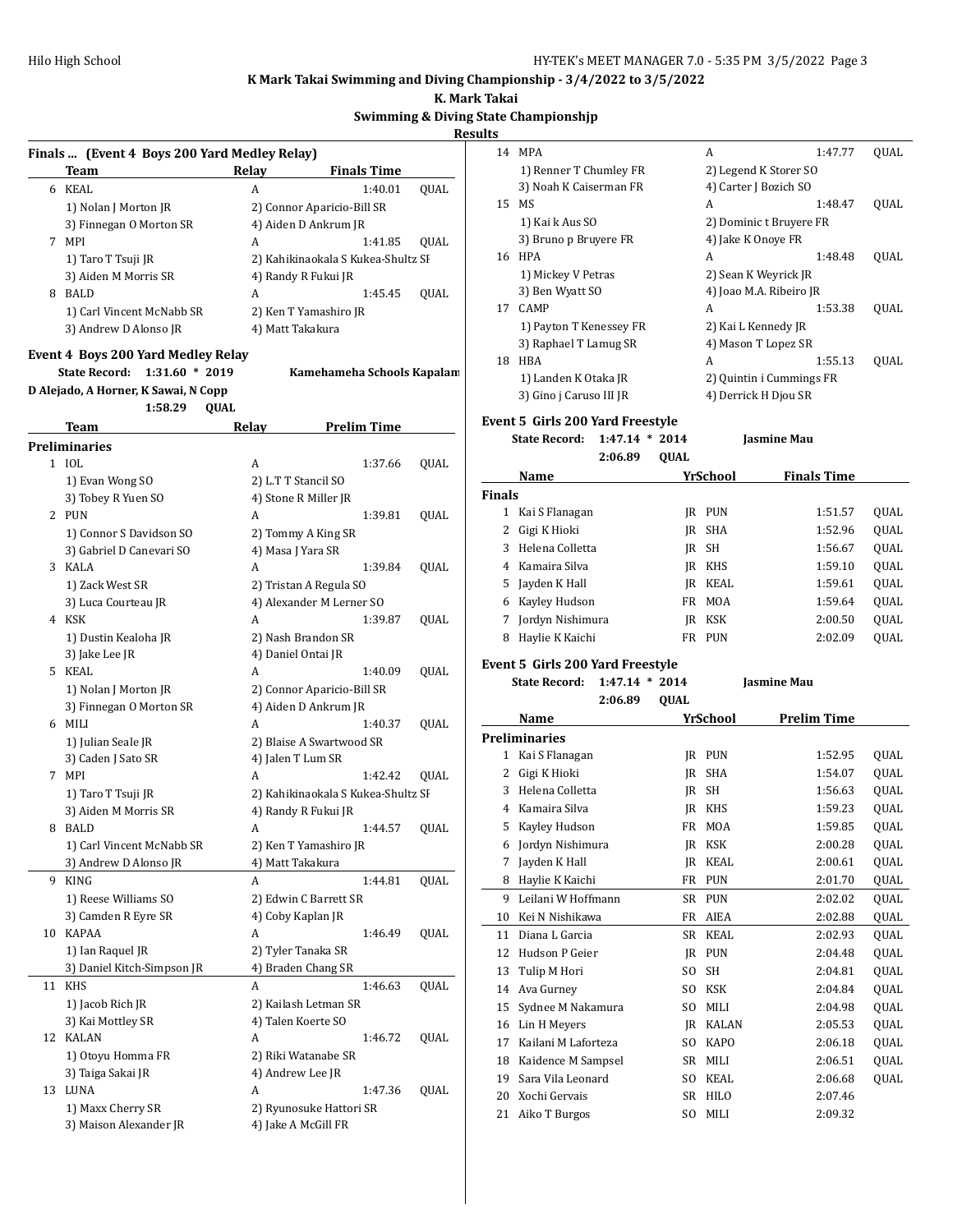# K Mark Takai Swimming and Diving Championship - 3/4/2022 to 3/5/2022

## K. Mark Takai

## Swimming & Diving State Championshjp

## Results

### Finals ... (Event 4 Boys 200 Yard Medley Relay)

| | Team | Relay | Finals Time | |
|---|---|---|---|---|
| 6 | KEAL | A | 1:40.01 | QUAL |
| | 1) Nolan J Morton JR | 2) Connor Aparicio-Bill SR | | |
| | 3) Finnegan O Morton SR | 4) Aiden D Ankrum JR | | |
| 7 | MPI | A | 1:41.85 | QUAL |
| | 1) Taro T Tsuji JR | 2) Kahikinaokala S Kukea-Shultz SR | | |
| | 3) Aiden M Morris SR | 4) Randy R Fukui JR | | |
| 8 | BALD | A | 1:45.45 | QUAL |
| | 1) Carl Vincent McNabb SR | 2) Ken T Yamashiro JR | | |
| | 3) Andrew D Alonso JR | 4) Matt Takakura | | |

### Event 4 Boys 200 Yard Medley Relay

State Record: 1:31.60 * 2019 Kamehameha Schools Kapalam
D Alejado, A Horner, K Sawai, N Copp
1:58.29 QUAL

| | Team | Relay | Prelim Time | |
|---|---|---|---|---|
| **Preliminaries** | | | | |
| 1 | IOL | A | 1:37.66 | QUAL |
| | 1) Evan Wong SO | 2) L.T T Stancil SO | | |
| | 3) Tobey R Yuen SO | 4) Stone R Miller JR | | |
| 2 | PUN | A | 1:39.81 | QUAL |
| | 1) Connor S Davidson SO | 2) Tommy A King SR | | |
| | 3) Gabriel D Canevari SO | 4) Masa J Yara SR | | |
| 3 | KALA | A | 1:39.84 | QUAL |
| | 1) Zack West SR | 2) Tristan A Regula SO | | |
| | 3) Luca Courteau JR | 4) Alexander M Lerner SO | | |
| 4 | KSK | A | 1:39.87 | QUAL |
| | 1) Dustin Kealoha JR | 2) Nash Brandon SR | | |
| | 3) Jake Lee JR | 4) Daniel Ontai JR | | |
| 5 | KEAL | A | 1:40.09 | QUAL |
| | 1) Nolan J Morton JR | 2) Connor Aparicio-Bill SR | | |
| | 3) Finnegan O Morton SR | 4) Aiden D Ankrum JR | | |
| 6 | MILI | A | 1:40.37 | QUAL |
| | 1) Julian Seale JR | 2) Blaise A Swartwood SR | | |
| | 3) Caden J Sato SR | 4) Jalen T Lum SR | | |
| 7 | MPI | A | 1:42.42 | QUAL |
| | 1) Taro T Tsuji JR | 2) Kahikinaokala S Kukea-Shultz SR | | |
| | 3) Aiden M Morris SR | 4) Randy R Fukui JR | | |
| 8 | BALD | A | 1:44.57 | QUAL |
| | 1) Carl Vincent McNabb SR | 2) Ken T Yamashiro JR | | |
| | 3) Andrew D Alonso JR | 4) Matt Takakura | | |
| 9 | KING | A | 1:44.81 | QUAL |
| | 1) Reese Williams SO | 2) Edwin C Barrett SR | | |
| | 3) Camden R Eyre SR | 4) Coby Kaplan JR | | |
| 10 | KAPAA | A | 1:46.49 | QUAL |
| | 1) Ian Raquel JR | 2) Tyler Tanaka SR | | |
| | 3) Daniel Kitch-Simpson JR | 4) Braden Chang SR | | |
| 11 | KHS | A | 1:46.63 | QUAL |
| | 1) Jacob Rich JR | 2) Kailash Letman SR | | |
| | 3) Kai Mottley SR | 4) Talen Koerte SO | | |
| 12 | KALAN | A | 1:46.72 | QUAL |
| | 1) Otoyu Homma FR | 2) Riki Watanabe SR | | |
| | 3) Taiga Sakai JR | 4) Andrew Lee JR | | |
| 13 | LUNA | A | 1:47.36 | QUAL |
| | 1) Maxx Cherry SR | 2) Ryunosuke Hattori SR | | |
| | 3) Maison Alexander JR | 4) Jake A McGill FR | | |
| 14 | MPA | A | 1:47.77 | QUAL |
| | 1) Renner T Chumley FR | 2) Legend K Storer SO | | |
| | 3) Noah K Caiserman FR | 4) Carter J Bozich SO | | |
| 15 | MS | A | 1:48.47 | QUAL |
| | 1) Kai k Aus SO | 2) Dominic t Bruyere FR | | |
| | 3) Bruno p Bruyere FR | 4) Jake K Onoye FR | | |
| 16 | HPA | A | 1:48.48 | QUAL |
| | 1) Mickey V Petras | 2) Sean K Weyrick JR | | |
| | 3) Ben Wyatt SO | 4) Joao M.A. Ribeiro JR | | |
| 17 | CAMP | A | 1:53.38 | QUAL |
| | 1) Payton T Kenessey FR | 2) Kai L Kennedy JR | | |
| | 3) Raphael T Lamug SR | 4) Mason T Lopez SR | | |
| 18 | HBA | A | 1:55.13 | QUAL |
| | 1) Landen K Otaka JR | 2) Quintin i Cummings FR | | |
| | 3) Gino j Caruso III JR | 4) Derrick H Djou SR | | |

### Event 5 Girls 200 Yard Freestyle

State Record: 1:47.14 * 2014 Jasmine Mau
2:06.89 QUAL

| | Name | Yr | School | Finals Time | |
|---|---|---|---|---|---|
| **Finals** | | | | | |
| 1 | Kai S Flanagan | JR | PUN | 1:51.57 | QUAL |
| 2 | Gigi K Hioki | JR | SHA | 1:52.96 | QUAL |
| 3 | Helena Colletta | JR | SH | 1:56.67 | QUAL |
| 4 | Kamaira Silva | JR | KHS | 1:59.10 | QUAL |
| 5 | Jayden K Hall | JR | KEAL | 1:59.61 | QUAL |
| 6 | Kayley Hudson | FR | MOA | 1:59.64 | QUAL |
| 7 | Jordyn Nishimura | JR | KSK | 2:00.50 | QUAL |
| 8 | Haylie K Kaichi | FR | PUN | 2:02.09 | QUAL |

### Event 5 Girls 200 Yard Freestyle

State Record: 1:47.14 * 2014 Jasmine Mau
2:06.89 QUAL

| | Name | Yr | School | Prelim Time | |
|---|---|---|---|---|---|
| **Preliminaries** | | | | | |
| 1 | Kai S Flanagan | JR | PUN | 1:52.95 | QUAL |
| 2 | Gigi K Hioki | JR | SHA | 1:54.07 | QUAL |
| 3 | Helena Colletta | JR | SH | 1:56.63 | QUAL |
| 4 | Kamaira Silva | JR | KHS | 1:59.23 | QUAL |
| 5 | Kayley Hudson | FR | MOA | 1:59.85 | QUAL |
| 6 | Jordyn Nishimura | JR | KSK | 2:00.28 | QUAL |
| 7 | Jayden K Hall | JR | KEAL | 2:00.61 | QUAL |
| 8 | Haylie K Kaichi | FR | PUN | 2:01.70 | QUAL |
| 9 | Leilani W Hoffmann | SR | PUN | 2:02.02 | QUAL |
| 10 | Kei N Nishikawa | FR | AIEA | 2:02.88 | QUAL |
| 11 | Diana L Garcia | SR | KEAL | 2:02.93 | QUAL |
| 12 | Hudson P Geier | JR | PUN | 2:04.48 | QUAL |
| 13 | Tulip M Hori | SO | SH | 2:04.81 | QUAL |
| 14 | Ava Gurney | SO | KSK | 2:04.84 | QUAL |
| 15 | Sydnee M Nakamura | SO | MILI | 2:04.98 | QUAL |
| 16 | Lin H Meyers | JR | KALAN | 2:05.53 | QUAL |
| 17 | Kailani M Laforteza | SO | KAPO | 2:06.18 | QUAL |
| 18 | Kaidence M Sampsel | SR | MILI | 2:06.51 | QUAL |
| 19 | Sara Vila Leonard | SO | KEAL | 2:06.68 | QUAL |
| 20 | Xochi Gervais | SR | HILO | 2:07.46 | |
| 21 | Aiko T Burgos | SO | MILI | 2:09.32 | |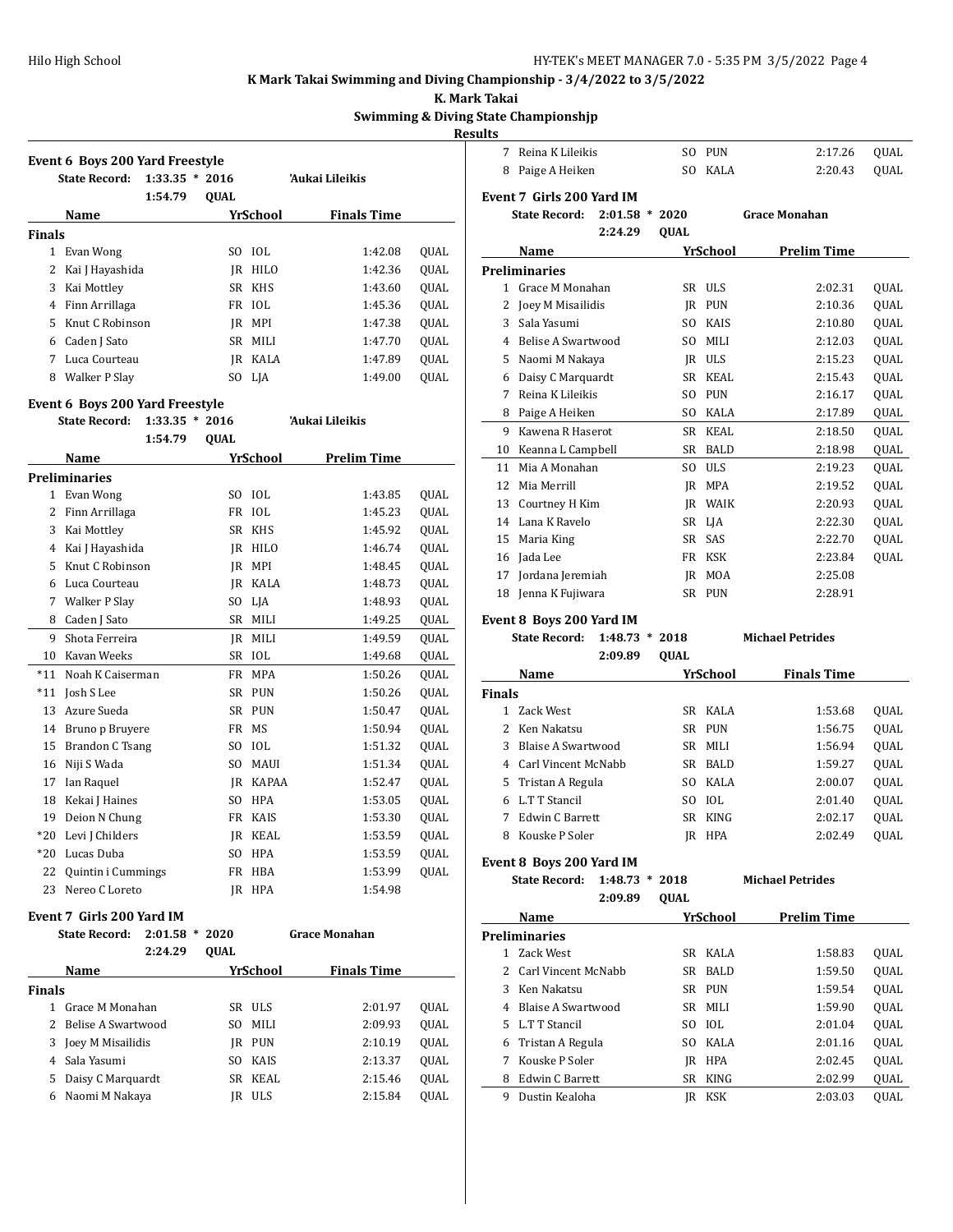# K Mark Takai Swimming and Diving Championship - 3/4/2022 to 3/5/2022

**K. Mark Takai**

**Swimming & Diving State Championshjp**

**Results**

### Event 6 Boys 200 Yard Freestyle

State Record: 1:33.35 * 2016 'Aukai Lileikis

1:54.79 QUAL

| | Name | Yr | School | Finals Time | |
|---|---|---|---|---|---|
| **Finals** | | | | | |
| 1 | Evan Wong | SO | IOL | 1:42.08 | QUAL |
| 2 | Kai J Hayashida | JR | HILO | 1:42.36 | QUAL |
| 3 | Kai Mottley | SR | KHS | 1:43.60 | QUAL |
| 4 | Finn Arrillaga | FR | IOL | 1:45.36 | QUAL |
| 5 | Knut C Robinson | JR | MPI | 1:47.38 | QUAL |
| 6 | Caden J Sato | SR | MILI | 1:47.70 | QUAL |
| 7 | Luca Courteau | JR | KALA | 1:47.89 | QUAL |
| 8 | Walker P Slay | SO | LJA | 1:49.00 | QUAL |

### Event 6 Boys 200 Yard Freestyle

State Record: 1:33.35 * 2016 'Aukai Lileikis

1:54.79 QUAL

| | Name | Yr | School | Prelim Time | |
|---|---|---|---|---|---|
| **Preliminaries** | | | | | |
| 1 | Evan Wong | SO | IOL | 1:43.85 | QUAL |
| 2 | Finn Arrillaga | FR | IOL | 1:45.23 | QUAL |
| 3 | Kai Mottley | SR | KHS | 1:45.92 | QUAL |
| 4 | Kai J Hayashida | JR | HILO | 1:46.74 | QUAL |
| 5 | Knut C Robinson | JR | MPI | 1:48.45 | QUAL |
| 6 | Luca Courteau | JR | KALA | 1:48.73 | QUAL |
| 7 | Walker P Slay | SO | LJA | 1:48.93 | QUAL |
| 8 | Caden J Sato | SR | MILI | 1:49.25 | QUAL |
| 9 | Shota Ferreira | JR | MILI | 1:49.59 | QUAL |
| 10 | Kavan Weeks | SR | IOL | 1:49.68 | QUAL |
| *11 | Noah K Caiserman | FR | MPA | 1:50.26 | QUAL |
| *11 | Josh S Lee | SR | PUN | 1:50.26 | QUAL |
| 13 | Azure Sueda | SR | PUN | 1:50.47 | QUAL |
| 14 | Bruno p Bruyere | FR | MS | 1:50.94 | QUAL |
| 15 | Brandon C Tsang | SO | IOL | 1:51.32 | QUAL |
| 16 | Niji S Wada | SO | MAUI | 1:51.34 | QUAL |
| 17 | Ian Raquel | JR | KAPAA | 1:52.47 | QUAL |
| 18 | Kekai J Haines | SO | HPA | 1:53.05 | QUAL |
| 19 | Deion N Chung | FR | KAIS | 1:53.30 | QUAL |
| *20 | Levi J Childers | JR | KEAL | 1:53.59 | QUAL |
| *20 | Lucas Duba | SO | HPA | 1:53.59 | QUAL |
| 22 | Quintin i Cummings | FR | HBA | 1:53.99 | QUAL |
| 23 | Nereo C Loreto | JR | HPA | 1:54.98 | |

### Event 7 Girls 200 Yard IM

State Record: 2:01.58 * 2020 Grace Monahan

2:24.29 QUAL

| | Name | Yr | School | Finals Time | |
|---|---|---|---|---|---|
| **Finals** | | | | | |
| 1 | Grace M Monahan | SR | ULS | 2:01.97 | QUAL |
| 2 | Belise A Swartwood | SO | MILI | 2:09.93 | QUAL |
| 3 | Joey M Misailidis | JR | PUN | 2:10.19 | QUAL |
| 4 | Sala Yasumi | SO | KAIS | 2:13.37 | QUAL |
| 5 | Daisy C Marquardt | SR | KEAL | 2:15.46 | QUAL |
| 6 | Naomi M Nakaya | JR | ULS | 2:15.84 | QUAL |
| 7 | Reina K Lileikis | SO | PUN | 2:17.26 | QUAL |
| 8 | Paige A Heiken | SO | KALA | 2:20.43 | QUAL |

### Event 7 Girls 200 Yard IM

State Record: 2:01.58 * 2020 Grace Monahan

2:24.29 QUAL

| | Name | Yr | School | Prelim Time | |
|---|---|---|---|---|---|
| **Preliminaries** | | | | | |
| 1 | Grace M Monahan | SR | ULS | 2:02.31 | QUAL |
| 2 | Joey M Misailidis | JR | PUN | 2:10.36 | QUAL |
| 3 | Sala Yasumi | SO | KAIS | 2:10.80 | QUAL |
| 4 | Belise A Swartwood | SO | MILI | 2:12.03 | QUAL |
| 5 | Naomi M Nakaya | JR | ULS | 2:15.23 | QUAL |
| 6 | Daisy C Marquardt | SR | KEAL | 2:15.43 | QUAL |
| 7 | Reina K Lileikis | SO | PUN | 2:16.17 | QUAL |
| 8 | Paige A Heiken | SO | KALA | 2:17.89 | QUAL |
| 9 | Kawena R Haserot | SR | KEAL | 2:18.50 | QUAL |
| 10 | Keanna L Campbell | SR | BALD | 2:18.98 | QUAL |
| 11 | Mia A Monahan | SO | ULS | 2:19.23 | QUAL |
| 12 | Mia Merrill | JR | MPA | 2:19.52 | QUAL |
| 13 | Courtney H Kim | JR | WAIK | 2:20.93 | QUAL |
| 14 | Lana K Ravelo | SR | LJA | 2:22.30 | QUAL |
| 15 | Maria King | SR | SAS | 2:22.70 | QUAL |
| 16 | Jada Lee | FR | KSK | 2:23.84 | QUAL |
| 17 | Jordana Jeremiah | JR | MOA | 2:25.08 | |
| 18 | Jenna K Fujiwara | SR | PUN | 2:28.91 | |

### Event 8 Boys 200 Yard IM

State Record: 1:48.73 * 2018 Michael Petrides

2:09.89 QUAL

| | Name | Yr | School | Finals Time | |
|---|---|---|---|---|---|
| **Finals** | | | | | |
| 1 | Zack West | SR | KALA | 1:53.68 | QUAL |
| 2 | Ken Nakatsu | SR | PUN | 1:56.75 | QUAL |
| 3 | Blaise A Swartwood | SR | MILI | 1:56.94 | QUAL |
| 4 | Carl Vincent McNabb | SR | BALD | 1:59.27 | QUAL |
| 5 | Tristan A Regula | SO | KALA | 2:00.07 | QUAL |
| 6 | L.T T Stancil | SO | IOL | 2:01.40 | QUAL |
| 7 | Edwin C Barrett | SR | KING | 2:02.17 | QUAL |
| 8 | Kouske P Soler | JR | HPA | 2:02.49 | QUAL |

### Event 8 Boys 200 Yard IM

State Record: 1:48.73 * 2018 Michael Petrides

2:09.89 QUAL

| | Name | Yr | School | Prelim Time | |
|---|---|---|---|---|---|
| **Preliminaries** | | | | | |
| 1 | Zack West | SR | KALA | 1:58.83 | QUAL |
| 2 | Carl Vincent McNabb | SR | BALD | 1:59.50 | QUAL |
| 3 | Ken Nakatsu | SR | PUN | 1:59.54 | QUAL |
| 4 | Blaise A Swartwood | SR | MILI | 1:59.90 | QUAL |
| 5 | L.T T Stancil | SO | IOL | 2:01.04 | QUAL |
| 6 | Tristan A Regula | SO | KALA | 2:01.16 | QUAL |
| 7 | Kouske P Soler | JR | HPA | 2:02.45 | QUAL |
| 8 | Edwin C Barrett | SR | KING | 2:02.99 | QUAL |
| 9 | Dustin Kealoha | JR | KSK | 2:03.03 | QUAL |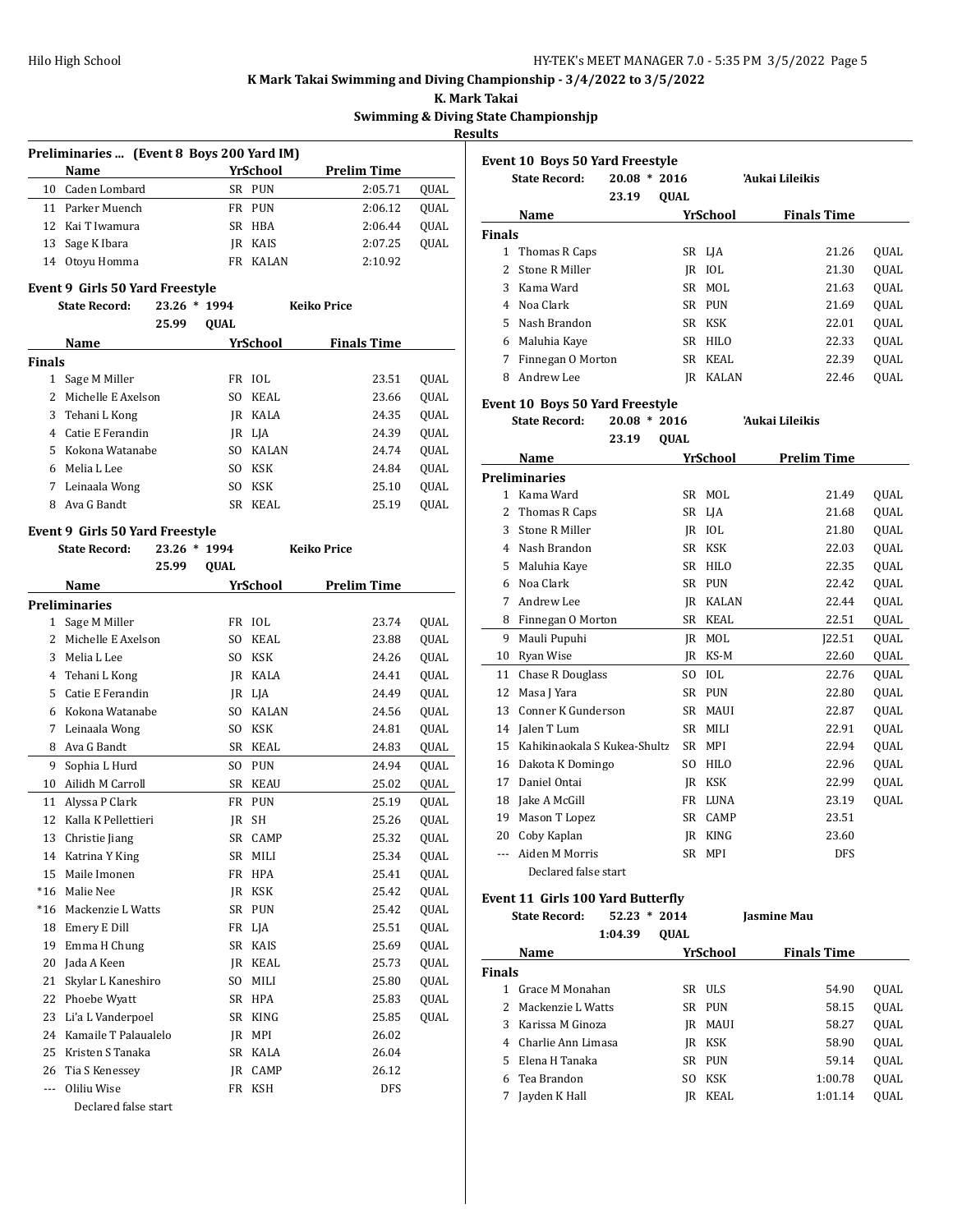# K Mark Takai Swimming and Diving Championship - 3/4/2022 to 3/5/2022

## K. Mark Takai

## Swimming & Diving State Championshjp

## Results

### Preliminaries ... (Event 8 Boys 200 Yard IM)

| | Name | Yr | School | Prelim Time | |
|---|---|---|---|---|---|
| 10 | Caden Lombard | SR | PUN | 2:05.71 | QUAL |
| 11 | Parker Muench | FR | PUN | 2:06.12 | QUAL |
| 12 | Kai T Iwamura | SR | HBA | 2:06.44 | QUAL |
| 13 | Sage K Ibara | JR | KAIS | 2:07.25 | QUAL |
| 14 | Otoyu Homma | FR | KALAN | 2:10.92 | |

### Event 9 Girls 50 Yard Freestyle

State Record: 23.26 * 1994 Keiko Price
25.99 QUAL

| | Name | Yr | School | Finals Time | |
|---|---|---|---|---|---|
| **Finals** | | | | | |
| 1 | Sage M Miller | FR | IOL | 23.51 | QUAL |
| 2 | Michelle E Axelson | SO | KEAL | 23.66 | QUAL |
| 3 | Tehani L Kong | JR | KALA | 24.35 | QUAL |
| 4 | Catie E Ferandin | JR | LJA | 24.39 | QUAL |
| 5 | Kokona Watanabe | SO | KALAN | 24.74 | QUAL |
| 6 | Melia L Lee | SO | KSK | 24.84 | QUAL |
| 7 | Leinaala Wong | SO | KSK | 25.10 | QUAL |
| 8 | Ava G Bandt | SR | KEAL | 25.19 | QUAL |

### Event 9 Girls 50 Yard Freestyle

State Record: 23.26 * 1994 Keiko Price
25.99 QUAL

| | Name | Yr | School | Prelim Time | |
|---|---|---|---|---|---|
| **Preliminaries** | | | | | |
| 1 | Sage M Miller | FR | IOL | 23.74 | QUAL |
| 2 | Michelle E Axelson | SO | KEAL | 23.88 | QUAL |
| 3 | Melia L Lee | SO | KSK | 24.26 | QUAL |
| 4 | Tehani L Kong | JR | KALA | 24.41 | QUAL |
| 5 | Catie E Ferandin | JR | LJA | 24.49 | QUAL |
| 6 | Kokona Watanabe | SO | KALAN | 24.56 | QUAL |
| 7 | Leinaala Wong | SO | KSK | 24.81 | QUAL |
| 8 | Ava G Bandt | SR | KEAL | 24.83 | QUAL |
| 9 | Sophia L Hurd | SO | PUN | 24.94 | QUAL |
| 10 | Ailidh M Carroll | SR | KEAU | 25.02 | QUAL |
| 11 | Alyssa P Clark | FR | PUN | 25.19 | QUAL |
| 12 | Kalla K Pellettieri | JR | SH | 25.26 | QUAL |
| 13 | Christie Jiang | SR | CAMP | 25.32 | QUAL |
| 14 | Katrina Y King | SR | MILI | 25.34 | QUAL |
| 15 | Maile Imonen | FR | HPA | 25.41 | QUAL |
| *16 | Malie Nee | JR | KSK | 25.42 | QUAL |
| *16 | Mackenzie L Watts | SR | PUN | 25.42 | QUAL |
| 18 | Emery E Dill | FR | LJA | 25.51 | QUAL |
| 19 | Emma H Chung | SR | KAIS | 25.69 | QUAL |
| 20 | Jada A Keen | JR | KEAL | 25.73 | QUAL |
| 21 | Skylar L Kaneshiro | SO | MILI | 25.80 | QUAL |
| 22 | Phoebe Wyatt | SR | HPA | 25.83 | QUAL |
| 23 | Li'a L Vanderpoel | SR | KING | 25.85 | QUAL |
| 24 | Kamaile T Palaualelo | JR | MPI | 26.02 | |
| 25 | Kristen S Tanaka | SR | KALA | 26.04 | |
| 26 | Tia S Kenessey | JR | CAMP | 26.12 | |
| --- | Oliliu Wise | FR | KSH | DFS | |
| | Declared false start | | | | |

### Event 10 Boys 50 Yard Freestyle

State Record: 20.08 * 2016 'Aukai Lileikis
23.19 QUAL

| | Name | Yr | School | Finals Time | |
|---|---|---|---|---|---|
| **Finals** | | | | | |
| 1 | Thomas R Caps | SR | LJA | 21.26 | QUAL |
| 2 | Stone R Miller | JR | IOL | 21.30 | QUAL |
| 3 | Kama Ward | SR | MOL | 21.63 | QUAL |
| 4 | Noa Clark | SR | PUN | 21.69 | QUAL |
| 5 | Nash Brandon | SR | KSK | 22.01 | QUAL |
| 6 | Maluhia Kaye | SR | HILO | 22.33 | QUAL |
| 7 | Finnegan O Morton | SR | KEAL | 22.39 | QUAL |
| 8 | Andrew Lee | JR | KALAN | 22.46 | QUAL |

### Event 10 Boys 50 Yard Freestyle

State Record: 20.08 * 2016 'Aukai Lileikis
23.19 QUAL

| | Name | Yr | School | Prelim Time | |
|---|---|---|---|---|---|
| **Preliminaries** | | | | | |
| 1 | Kama Ward | SR | MOL | 21.49 | QUAL |
| 2 | Thomas R Caps | SR | LJA | 21.68 | QUAL |
| 3 | Stone R Miller | JR | IOL | 21.80 | QUAL |
| 4 | Nash Brandon | SR | KSK | 22.03 | QUAL |
| 5 | Maluhia Kaye | SR | HILO | 22.35 | QUAL |
| 6 | Noa Clark | SR | PUN | 22.42 | QUAL |
| 7 | Andrew Lee | JR | KALAN | 22.44 | QUAL |
| 8 | Finnegan O Morton | SR | KEAL | 22.51 | QUAL |
| 9 | Mauli Pupuhi | JR | MOL | J22.51 | QUAL |
| 10 | Ryan Wise | JR | KS-M | 22.60 | QUAL |
| 11 | Chase R Douglass | SO | IOL | 22.76 | QUAL |
| 12 | Masa J Yara | SR | PUN | 22.80 | QUAL |
| 13 | Conner K Gunderson | SR | MAUI | 22.87 | QUAL |
| 14 | Jalen T Lum | SR | MILI | 22.91 | QUAL |
| 15 | Kahikinaokala S Kukea-Shultz | SR | MPI | 22.94 | QUAL |
| 16 | Dakota K Domingo | SO | HILO | 22.96 | QUAL |
| 17 | Daniel Ontai | JR | KSK | 22.99 | QUAL |
| 18 | Jake A McGill | FR | LUNA | 23.19 | QUAL |
| 19 | Mason T Lopez | SR | CAMP | 23.51 | |
| 20 | Coby Kaplan | JR | KING | 23.60 | |
| --- | Aiden M Morris | SR | MPI | DFS | |
| | Declared false start | | | | |

### Event 11 Girls 100 Yard Butterfly

State Record: 52.23 * 2014 Jasmine Mau
1:04.39 QUAL

| | Name | Yr | School | Finals Time | |
|---|---|---|---|---|---|
| **Finals** | | | | | |
| 1 | Grace M Monahan | SR | ULS | 54.90 | QUAL |
| 2 | Mackenzie L Watts | SR | PUN | 58.15 | QUAL |
| 3 | Karissa M Ginoza | JR | MAUI | 58.27 | QUAL |
| 4 | Charlie Ann Limasa | JR | KSK | 58.90 | QUAL |
| 5 | Elena H Tanaka | SR | PUN | 59.14 | QUAL |
| 6 | Tea Brandon | SO | KSK | 1:00.78 | QUAL |
| 7 | Jayden K Hall | JR | KEAL | 1:01.14 | QUAL |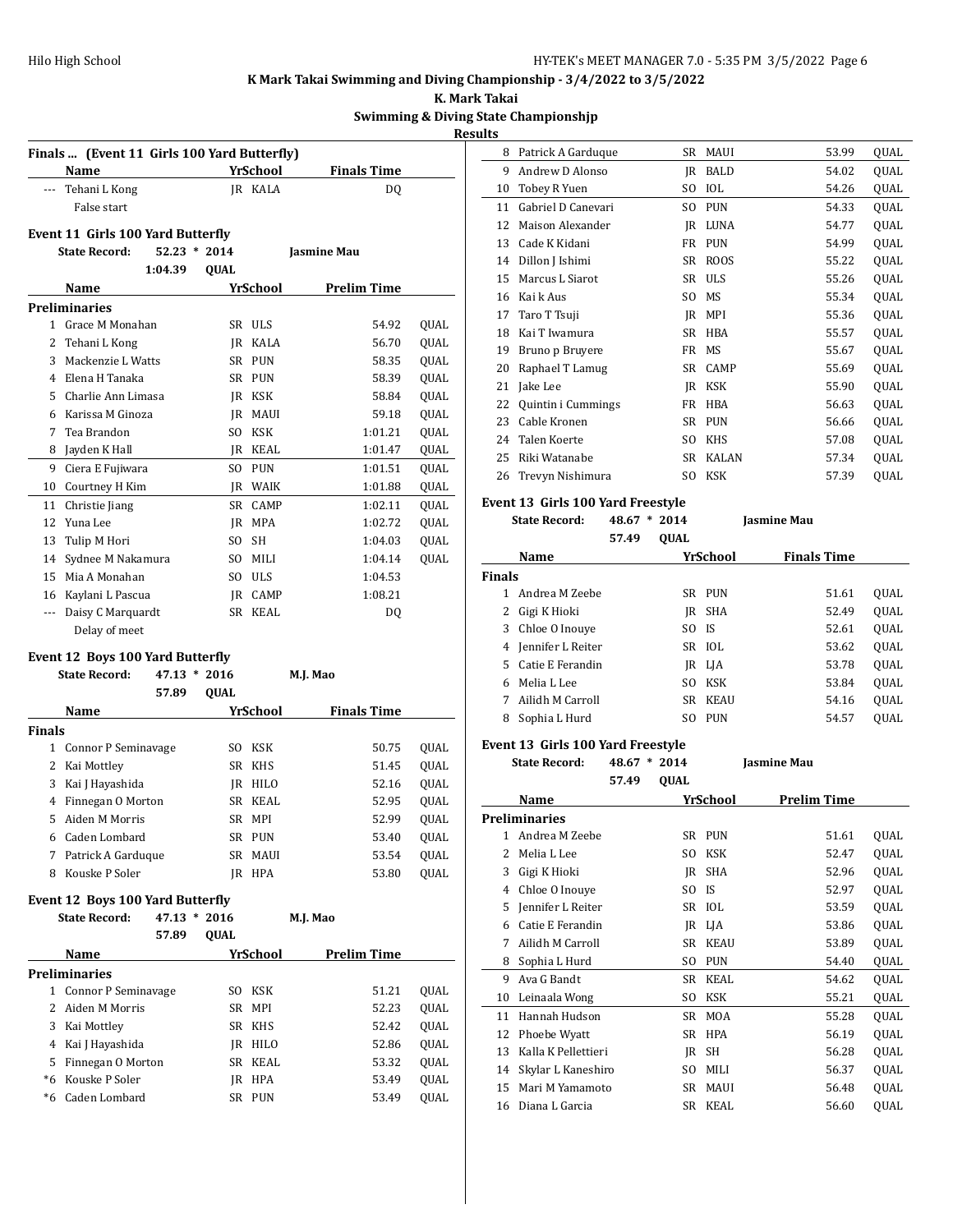## K Mark Takai Swimming and Diving Championship - 3/4/2022 to 3/5/2022

**K. Mark Takai**

**Swimming & Diving State Championshjp**

**Results**

### Finals ... (Event 11 Girls 100 Yard Butterfly)

| | Name | Yr | School | Finals Time | |
|---|---|---|---|---|---|
| --- | Tehani L Kong | JR | KALA | DQ | |
| | False start | | | | |

### Event 11 Girls 100 Yard Butterfly

State Record: 52.23 * 2014 Jasmine Mau
1:04.39 QUAL

| | Name | Yr | School | Prelim Time | |
|---|---|---|---|---|---|
| **Preliminaries** | | | | | |
| 1 | Grace M Monahan | SR | ULS | 54.92 | QUAL |
| 2 | Tehani L Kong | JR | KALA | 56.70 | QUAL |
| 3 | Mackenzie L Watts | SR | PUN | 58.35 | QUAL |
| 4 | Elena H Tanaka | SR | PUN | 58.39 | QUAL |
| 5 | Charlie Ann Limasa | JR | KSK | 58.84 | QUAL |
| 6 | Karissa M Ginoza | JR | MAUI | 59.18 | QUAL |
| 7 | Tea Brandon | SO | KSK | 1:01.21 | QUAL |
| 8 | Jayden K Hall | JR | KEAL | 1:01.47 | QUAL |
| 9 | Ciera E Fujiwara | SO | PUN | 1:01.51 | QUAL |
| 10 | Courtney H Kim | JR | WAIK | 1:01.88 | QUAL |
| 11 | Christie Jiang | SR | CAMP | 1:02.11 | QUAL |
| 12 | Yuna Lee | JR | MPA | 1:02.72 | QUAL |
| 13 | Tulip M Hori | SO | SH | 1:04.03 | QUAL |
| 14 | Sydnee M Nakamura | SO | MILI | 1:04.14 | QUAL |
| 15 | Mia A Monahan | SO | ULS | 1:04.53 | |
| 16 | Kaylani L Pascua | JR | CAMP | 1:08.21 | |
| --- | Daisy C Marquardt | SR | KEAL | DQ | |
| | Delay of meet | | | | |

### Event 12 Boys 100 Yard Butterfly

State Record: 47.13 * 2016 M.J. Mao
57.89 QUAL

| | Name | Yr | School | Finals Time | |
|---|---|---|---|---|---|
| **Finals** | | | | | |
| 1 | Connor P Seminavage | SO | KSK | 50.75 | QUAL |
| 2 | Kai Mottley | SR | KHS | 51.45 | QUAL |
| 3 | Kai J Hayashida | JR | HILO | 52.16 | QUAL |
| 4 | Finnegan O Morton | SR | KEAL | 52.95 | QUAL |
| 5 | Aiden M Morris | SR | MPI | 52.99 | QUAL |
| 6 | Caden Lombard | SR | PUN | 53.40 | QUAL |
| 7 | Patrick A Garduque | SR | MAUI | 53.54 | QUAL |
| 8 | Kouske P Soler | JR | HPA | 53.80 | QUAL |

### Event 12 Boys 100 Yard Butterfly

State Record: 47.13 * 2016 M.J. Mao
57.89 QUAL

| | Name | Yr | School | Prelim Time | |
|---|---|---|---|---|---|
| **Preliminaries** | | | | | |
| 1 | Connor P Seminavage | SO | KSK | 51.21 | QUAL |
| 2 | Aiden M Morris | SR | MPI | 52.23 | QUAL |
| 3 | Kai Mottley | SR | KHS | 52.42 | QUAL |
| 4 | Kai J Hayashida | JR | HILO | 52.86 | QUAL |
| 5 | Finnegan O Morton | SR | KEAL | 53.32 | QUAL |
| *6 | Kouske P Soler | JR | HPA | 53.49 | QUAL |
| *6 | Caden Lombard | SR | PUN | 53.49 | QUAL |
| 8 | Patrick A Garduque | SR | MAUI | 53.99 | QUAL |
| 9 | Andrew D Alonso | JR | BALD | 54.02 | QUAL |
| 10 | Tobey R Yuen | SO | IOL | 54.26 | QUAL |
| 11 | Gabriel D Canevari | SO | PUN | 54.33 | QUAL |
| 12 | Maison Alexander | JR | LUNA | 54.77 | QUAL |
| 13 | Cade K Kidani | FR | PUN | 54.99 | QUAL |
| 14 | Dillon J Ishimi | SR | ROOS | 55.22 | QUAL |
| 15 | Marcus L Siarot | SR | ULS | 55.26 | QUAL |
| 16 | Kai k Aus | SO | MS | 55.34 | QUAL |
| 17 | Taro T Tsuji | JR | MPI | 55.36 | QUAL |
| 18 | Kai T Iwamura | SR | HBA | 55.57 | QUAL |
| 19 | Bruno p Bruyere | FR | MS | 55.67 | QUAL |
| 20 | Raphael T Lamug | SR | CAMP | 55.69 | QUAL |
| 21 | Jake Lee | JR | KSK | 55.90 | QUAL |
| 22 | Quintin i Cummings | FR | HBA | 56.63 | QUAL |
| 23 | Cable Kronen | SR | PUN | 56.66 | QUAL |
| 24 | Talen Koerte | SO | KHS | 57.08 | QUAL |
| 25 | Riki Watanabe | SR | KALAN | 57.34 | QUAL |
| 26 | Trevyn Nishimura | SO | KSK | 57.39 | QUAL |

### Event 13 Girls 100 Yard Freestyle

State Record: 48.67 * 2014 Jasmine Mau
57.49 QUAL

| | Name | Yr | School | Finals Time | |
|---|---|---|---|---|---|
| **Finals** | | | | | |
| 1 | Andrea M Zeebe | SR | PUN | 51.61 | QUAL |
| 2 | Gigi K Hioki | JR | SHA | 52.49 | QUAL |
| 3 | Chloe O Inouye | SO | IS | 52.61 | QUAL |
| 4 | Jennifer L Reiter | SR | IOL | 53.62 | QUAL |
| 5 | Catie E Ferandin | JR | LJA | 53.78 | QUAL |
| 6 | Melia L Lee | SO | KSK | 53.84 | QUAL |
| 7 | Ailidh M Carroll | SR | KEAU | 54.16 | QUAL |
| 8 | Sophia L Hurd | SO | PUN | 54.57 | QUAL |

### Event 13 Girls 100 Yard Freestyle

State Record: 48.67 * 2014 Jasmine Mau
57.49 QUAL

| | Name | Yr | School | Prelim Time | |
|---|---|---|---|---|---|
| **Preliminaries** | | | | | |
| 1 | Andrea M Zeebe | SR | PUN | 51.61 | QUAL |
| 2 | Melia L Lee | SO | KSK | 52.47 | QUAL |
| 3 | Gigi K Hioki | JR | SHA | 52.96 | QUAL |
| 4 | Chloe O Inouye | SO | IS | 52.97 | QUAL |
| 5 | Jennifer L Reiter | SR | IOL | 53.59 | QUAL |
| 6 | Catie E Ferandin | JR | LJA | 53.86 | QUAL |
| 7 | Ailidh M Carroll | SR | KEAU | 53.89 | QUAL |
| 8 | Sophia L Hurd | SO | PUN | 54.40 | QUAL |
| 9 | Ava G Bandt | SR | KEAL | 54.62 | QUAL |
| 10 | Leinaala Wong | SO | KSK | 55.21 | QUAL |
| 11 | Hannah Hudson | SR | MOA | 55.28 | QUAL |
| 12 | Phoebe Wyatt | SR | HPA | 56.19 | QUAL |
| 13 | Kalla K Pellettieri | JR | SH | 56.28 | QUAL |
| 14 | Skylar L Kaneshiro | SO | MILI | 56.37 | QUAL |
| 15 | Mari M Yamamoto | SR | MAUI | 56.48 | QUAL |
| 16 | Diana L Garcia | SR | KEAL | 56.60 | QUAL |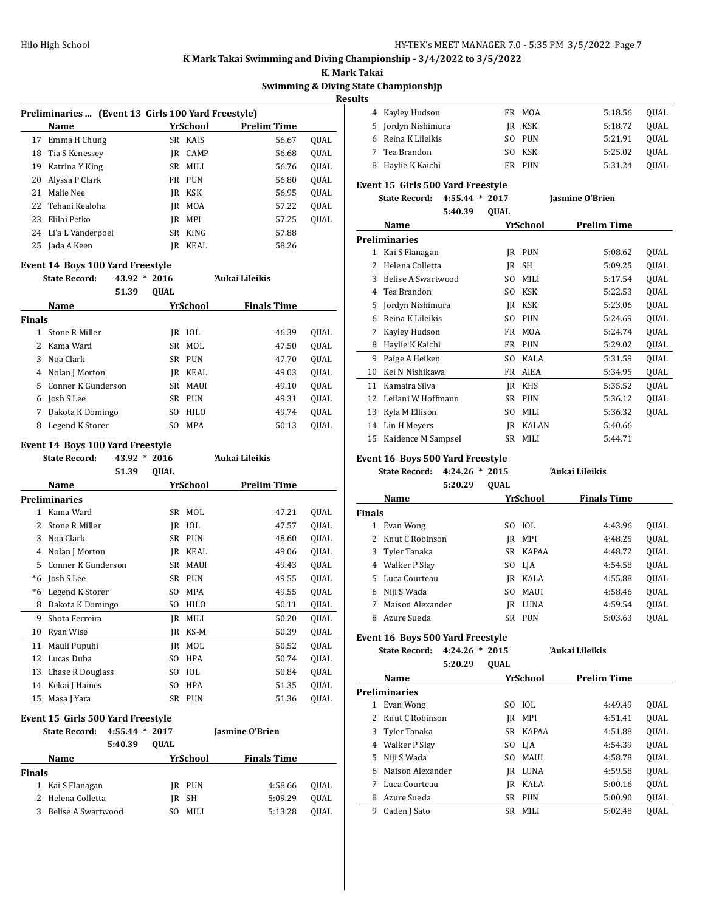## K Mark Takai Swimming and Diving Championship - 3/4/2022 to 3/5/2022

### K. Mark Takai

### Swimming & Diving State Championshjp

### Results

**Preliminaries ... (Event 13 Girls 100 Yard Freestyle)**

| | Name | Yr | School | Prelim Time | |
|---|---|---|---|---|---|
| 17 | Emma H Chung | SR | KAIS | 56.67 | QUAL |
| 18 | Tia S Kenessey | JR | CAMP | 56.68 | QUAL |
| 19 | Katrina Y King | SR | MILI | 56.76 | QUAL |
| 20 | Alyssa P Clark | FR | PUN | 56.80 | QUAL |
| 21 | Malie Nee | JR | KSK | 56.95 | QUAL |
| 22 | Tehani Kealoha | JR | MOA | 57.22 | QUAL |
| 23 | Elilai Petko | JR | MPI | 57.25 | QUAL |
| 24 | Li'a L Vanderpoel | SR | KING | 57.88 | |
| 25 | Jada A Keen | JR | KEAL | 58.26 | |

**Event 14 Boys 100 Yard Freestyle**

State Record: 43.92 * 2016 'Aukai Lileikis
51.39 QUAL

| | Name | Yr | School | Finals Time | |
|---|---|---|---|---|---|
| **Finals** | | | | | |
| 1 | Stone R Miller | JR | IOL | 46.39 | QUAL |
| 2 | Kama Ward | SR | MOL | 47.50 | QUAL |
| 3 | Noa Clark | SR | PUN | 47.70 | QUAL |
| 4 | Nolan J Morton | JR | KEAL | 49.03 | QUAL |
| 5 | Conner K Gunderson | SR | MAUI | 49.10 | QUAL |
| 6 | Josh S Lee | SR | PUN | 49.31 | QUAL |
| 7 | Dakota K Domingo | SO | HILO | 49.74 | QUAL |
| 8 | Legend K Storer | SO | MPA | 50.13 | QUAL |

**Event 14 Boys 100 Yard Freestyle**

State Record: 43.92 * 2016 'Aukai Lileikis
51.39 QUAL

| | Name | Yr | School | Prelim Time | |
|---|---|---|---|---|---|
| **Preliminaries** | | | | | |
| 1 | Kama Ward | SR | MOL | 47.21 | QUAL |
| 2 | Stone R Miller | JR | IOL | 47.57 | QUAL |
| 3 | Noa Clark | SR | PUN | 48.60 | QUAL |
| 4 | Nolan J Morton | JR | KEAL | 49.06 | QUAL |
| 5 | Conner K Gunderson | SR | MAUI | 49.43 | QUAL |
| *6 | Josh S Lee | SR | PUN | 49.55 | QUAL |
| *6 | Legend K Storer | SO | MPA | 49.55 | QUAL |
| 8 | Dakota K Domingo | SO | HILO | 50.11 | QUAL |
| 9 | Shota Ferreira | JR | MILI | 50.20 | QUAL |
| 10 | Ryan Wise | JR | KS-M | 50.39 | QUAL |
| 11 | Mauli Pupuhi | JR | MOL | 50.52 | QUAL |
| 12 | Lucas Duba | SO | HPA | 50.74 | QUAL |
| 13 | Chase R Douglass | SO | IOL | 50.84 | QUAL |
| 14 | Kekai J Haines | SO | HPA | 51.35 | QUAL |
| 15 | Masa J Yara | SR | PUN | 51.36 | QUAL |

**Event 15 Girls 500 Yard Freestyle**

State Record: 4:55.44 * 2017 Jasmine O'Brien
5:40.39 QUAL

| | Name | Yr | School | Finals Time | |
|---|---|---|---|---|---|
| **Finals** | | | | | |
| 1 | Kai S Flanagan | JR | PUN | 4:58.66 | QUAL |
| 2 | Helena Colletta | JR | SH | 5:09.29 | QUAL |
| 3 | Belise A Swartwood | SO | MILI | 5:13.28 | QUAL |
| 4 | Kayley Hudson | FR | MOA | 5:18.56 | QUAL |
| 5 | Jordyn Nishimura | JR | KSK | 5:18.72 | QUAL |
| 6 | Reina K Lileikis | SO | PUN | 5:21.91 | QUAL |
| 7 | Tea Brandon | SO | KSK | 5:25.02 | QUAL |
| 8 | Haylie K Kaichi | FR | PUN | 5:31.24 | QUAL |

**Event 15 Girls 500 Yard Freestyle**

State Record: 4:55.44 * 2017 Jasmine O'Brien
5:40.39 QUAL

| | Name | Yr | School | Prelim Time | |
|---|---|---|---|---|---|
| **Preliminaries** | | | | | |
| 1 | Kai S Flanagan | JR | PUN | 5:08.62 | QUAL |
| 2 | Helena Colletta | JR | SH | 5:09.25 | QUAL |
| 3 | Belise A Swartwood | SO | MILI | 5:17.54 | QUAL |
| 4 | Tea Brandon | SO | KSK | 5:22.53 | QUAL |
| 5 | Jordyn Nishimura | JR | KSK | 5:23.06 | QUAL |
| 6 | Reina K Lileikis | SO | PUN | 5:24.69 | QUAL |
| 7 | Kayley Hudson | FR | MOA | 5:24.74 | QUAL |
| 8 | Haylie K Kaichi | FR | PUN | 5:29.02 | QUAL |
| 9 | Paige A Heiken | SO | KALA | 5:31.59 | QUAL |
| 10 | Kei N Nishikawa | FR | AIEA | 5:34.95 | QUAL |
| 11 | Kamaira Silva | JR | KHS | 5:35.52 | QUAL |
| 12 | Leilani W Hoffmann | SR | PUN | 5:36.12 | QUAL |
| 13 | Kyla M Ellison | SO | MILI | 5:36.32 | QUAL |
| 14 | Lin H Meyers | JR | KALAN | 5:40.66 | |
| 15 | Kaidence M Sampsel | SR | MILI | 5:44.71 | |

**Event 16 Boys 500 Yard Freestyle**

State Record: 4:24.26 * 2015 'Aukai Lileikis
5:20.29 QUAL

| | Name | Yr | School | Finals Time | |
|---|---|---|---|---|---|
| **Finals** | | | | | |
| 1 | Evan Wong | SO | IOL | 4:43.96 | QUAL |
| 2 | Knut C Robinson | JR | MPI | 4:48.25 | QUAL |
| 3 | Tyler Tanaka | SR | KAPAA | 4:48.72 | QUAL |
| 4 | Walker P Slay | SO | LJA | 4:54.58 | QUAL |
| 5 | Luca Courteau | JR | KALA | 4:55.88 | QUAL |
| 6 | Niji S Wada | SO | MAUI | 4:58.46 | QUAL |
| 7 | Maison Alexander | JR | LUNA | 4:59.54 | QUAL |
| 8 | Azure Sueda | SR | PUN | 5:03.63 | QUAL |

**Event 16 Boys 500 Yard Freestyle**

State Record: 4:24.26 * 2015 'Aukai Lileikis
5:20.29 QUAL

| | Name | Yr | School | Prelim Time | |
|---|---|---|---|---|---|
| **Preliminaries** | | | | | |
| 1 | Evan Wong | SO | IOL | 4:49.49 | QUAL |
| 2 | Knut C Robinson | JR | MPI | 4:51.41 | QUAL |
| 3 | Tyler Tanaka | SR | KAPAA | 4:51.88 | QUAL |
| 4 | Walker P Slay | SO | LJA | 4:54.39 | QUAL |
| 5 | Niji S Wada | SO | MAUI | 4:58.78 | QUAL |
| 6 | Maison Alexander | JR | LUNA | 4:59.58 | QUAL |
| 7 | Luca Courteau | JR | KALA | 5:00.16 | QUAL |
| 8 | Azure Sueda | SR | PUN | 5:00.90 | QUAL |
| 9 | Caden J Sato | SR | MILI | 5:02.48 | QUAL |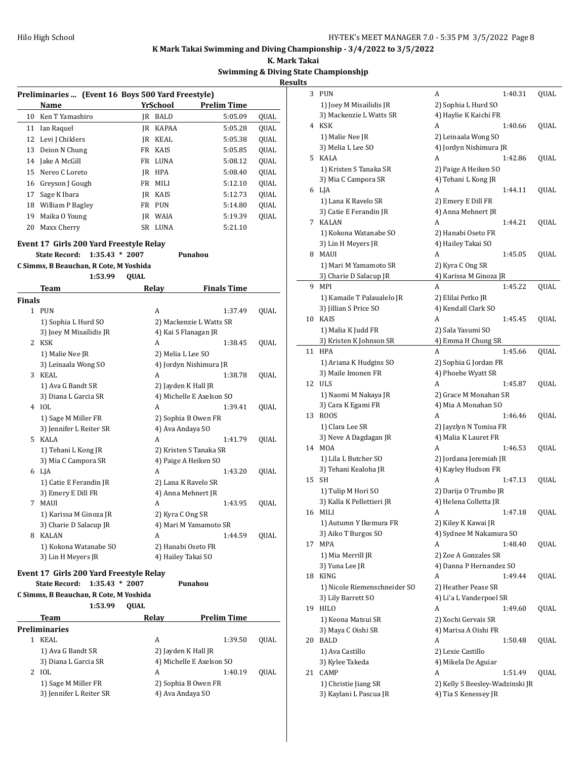## K Mark Takai Swimming and Diving Championship - 3/4/2022 to 3/5/2022

### K. Mark Takai

### Swimming & Diving State Championshjp

### Results

**Preliminaries ... (Event 16 Boys 500 Yard Freestyle)**

| | Name | Yr | School | Prelim Time | |
|---|---|---|---|---|---|
| 10 | Ken T Yamashiro | JR | BALD | 5:05.09 | QUAL |
| 11 | Ian Raquel | JR | KAPAA | 5:05.28 | QUAL |
| 12 | Levi J Childers | JR | KEAL | 5:05.38 | QUAL |
| 13 | Deion N Chung | FR | KAIS | 5:05.85 | QUAL |
| 14 | Jake A McGill | FR | LUNA | 5:08.12 | QUAL |
| 15 | Nereo C Loreto | JR | HPA | 5:08.40 | QUAL |
| 16 | Greyson J Gough | FR | MILI | 5:12.10 | QUAL |
| 17 | Sage K Ibara | JR | KAIS | 5:12.73 | QUAL |
| 18 | William P Bagley | FR | PUN | 5:14.80 | QUAL |
| 19 | Maika O Young | JR | WAIA | 5:19.39 | QUAL |
| 20 | Maxx Cherry | SR | LUNA | 5:21.10 | |

**Event 17 Girls 200 Yard Freestyle Relay**

State Record: 1:35.43 * 2007 Punahou
C Simms, B Beauchan, R Cote, M Yoshida
1:53.99 QUAL

| | Team | Relay | Finals Time | |
|---|---|---|---|---|
| **Finals** | | | | |
| 1 | PUN | A | 1:37.49 | QUAL |
| | 1) Sophia L Hurd SO | 2) Mackenzie L Watts SR | | |
| | 3) Joey M Misailidis JR | 4) Kai S Flanagan JR | | |
| 2 | KSK | A | 1:38.45 | QUAL |
| | 1) Malie Nee JR | 2) Melia L Lee SO | | |
| | 3) Leinaala Wong SO | 4) Jordyn Nishimura JR | | |
| 3 | KEAL | A | 1:38.78 | QUAL |
| | 1) Ava G Bandt SR | 2) Jayden K Hall JR | | |
| | 3) Diana L Garcia SR | 4) Michelle E Axelson SO | | |
| 4 | IOL | A | 1:39.41 | QUAL |
| | 1) Sage M Miller FR | 2) Sophia B Owen FR | | |
| | 3) Jennifer L Reiter SR | 4) Ava Andaya SO | | |
| 5 | KALA | A | 1:41.79 | QUAL |
| | 1) Tehani L Kong JR | 2) Kristen S Tanaka SR | | |
| | 3) Mia C Campora SR | 4) Paige A Heiken SO | | |
| 6 | LJA | A | 1:43.20 | QUAL |
| | 1) Catie E Ferandin JR | 2) Lana K Ravelo SR | | |
| | 3) Emery E Dill FR | 4) Anna Mehnert JR | | |
| 7 | MAUI | A | 1:43.95 | QUAL |
| | 1) Karissa M Ginoza JR | 2) Kyra C Ong SR | | |
| | 3) Charie D Salacup JR | 4) Mari M Yamamoto SR | | |
| 8 | KALAN | A | 1:44.59 | QUAL |
| | 1) Kokona Watanabe SO | 2) Hanabi Oseto FR | | |
| | 3) Lin H Meyers JR | 4) Hailey Takai SO | | |

**Event 17 Girls 200 Yard Freestyle Relay**

State Record: 1:35.43 * 2007 Punahou
C Simms, B Beauchan, R Cote, M Yoshida
1:53.99 QUAL

| | Team | Relay | Prelim Time | |
|---|---|---|---|---|
| **Preliminaries** | | | | |
| 1 | KEAL | A | 1:39.50 | QUAL |
| | 1) Ava G Bandt SR | 2) Jayden K Hall JR | | |
| | 3) Diana L Garcia SR | 4) Michelle E Axelson SO | | |
| 2 | IOL | A | 1:40.19 | QUAL |
| | 1) Sage M Miller FR | 2) Sophia B Owen FR | | |
| | 3) Jennifer L Reiter SR | 4) Ava Andaya SO | | |
| 3 | PUN | A | 1:40.31 | QUAL |
| | 1) Joey M Misailidis JR | 2) Sophia L Hurd SO | | |
| | 3) Mackenzie L Watts SR | 4) Haylie K Kaichi FR | | |
| 4 | KSK | A | 1:40.66 | QUAL |
| | 1) Malie Nee JR | 2) Leinaala Wong SO | | |
| | 3) Melia L Lee SO | 4) Jordyn Nishimura JR | | |
| 5 | KALA | A | 1:42.86 | QUAL |
| | 1) Kristen S Tanaka SR | 2) Paige A Heiken SO | | |
| | 3) Mia C Campora SR | 4) Tehani L Kong JR | | |
| 6 | LJA | A | 1:44.11 | QUAL |
| | 1) Lana K Ravelo SR | 2) Emery E Dill FR | | |
| | 3) Catie E Ferandin JR | 4) Anna Mehnert JR | | |
| 7 | KALAN | A | 1:44.21 | QUAL |
| | 1) Kokona Watanabe SO | 2) Hanabi Oseto FR | | |
| | 3) Lin H Meyers JR | 4) Hailey Takai SO | | |
| 8 | MAUI | A | 1:45.05 | QUAL |
| | 1) Mari M Yamamoto SR | 2) Kyra C Ong SR | | |
| | 3) Charie D Salacup JR | 4) Karissa M Ginoza JR | | |
| 9 | MPI | A | 1:45.22 | QUAL |
| | 1) Kamaile T Palaualelo JR | 2) Elilai Petko JR | | |
| | 3) Jillian S Price SO | 4) Kendall Clark SO | | |
| 10 | KAIS | A | 1:45.45 | QUAL |
| | 1) Malia K Judd FR | 2) Sala Yasumi SO | | |
| | 3) Kristen K Johnson SR | 4) Emma H Chung SR | | |
| 11 | HPA | A | 1:45.66 | QUAL |
| | 1) Ariana K Hudgins SO | 2) Sophia G Jordan FR | | |
| | 3) Maile Imonen FR | 4) Phoebe Wyatt SR | | |
| 12 | ULS | A | 1:45.87 | QUAL |
| | 1) Naomi M Nakaya JR | 2) Grace M Monahan SR | | |
| | 3) Cara K Egami FR | 4) Mia A Monahan SO | | |
| 13 | ROOS | A | 1:46.46 | QUAL |
| | 1) Clara Lee SR | 2) Jayzlyn N Tomisa FR | | |
| | 3) Neve A Dagdagan JR | 4) Malia K Lauret FR | | |
| 14 | MOA | A | 1:46.53 | QUAL |
| | 1) Lila L Butcher SO | 2) Jordana Jeremiah JR | | |
| | 3) Tehani Kealoha JR | 4) Kayley Hudson FR | | |
| 15 | SH | A | 1:47.13 | QUAL |
| | 1) Tulip M Hori SO | 2) Darija O Trumbo JR | | |
| | 3) Kalla K Pellettieri JR | 4) Helena Colletta JR | | |
| 16 | MILI | A | 1:47.18 | QUAL |
| | 1) Autumn Y Ikemura FR | 2) Kiley K Kawai JR | | |
| | 3) Aiko T Burgos SO | 4) Sydnee M Nakamura SO | | |
| 17 | MPA | A | 1:48.40 | QUAL |
| | 1) Mia Merrill JR | 2) Zoe A Gonzales SR | | |
| | 3) Yuna Lee JR | 4) Danna P Hernandez SO | | |
| 18 | KING | A | 1:49.44 | QUAL |
| | 1) Nicole Riemenschneider SO | 2) Heather Pease SR | | |
| | 3) Lily Barrett SO | 4) Li'a L Vanderpoel SR | | |
| 19 | HILO | A | 1:49.60 | QUAL |
| | 1) Keona Matsui SR | 2) Xochi Gervais SR | | |
| | 3) Maya C Oishi SR | 4) Marisa A Oishi FR | | |
| 20 | BALD | A | 1:50.48 | QUAL |
| | 1) Ava Castillo | 2) Lexie Castillo | | |
| | 3) Kylee Takeda | 4) Mikela De Aguiar | | |
| 21 | CAMP | A | 1:51.49 | QUAL |
| | 1) Christie Jiang SR | 2) Kelly S Beesley-Wadzinski JR | | |
| | 3) Kaylani L Pascua JR | 4) Tia S Kenessey JR | | |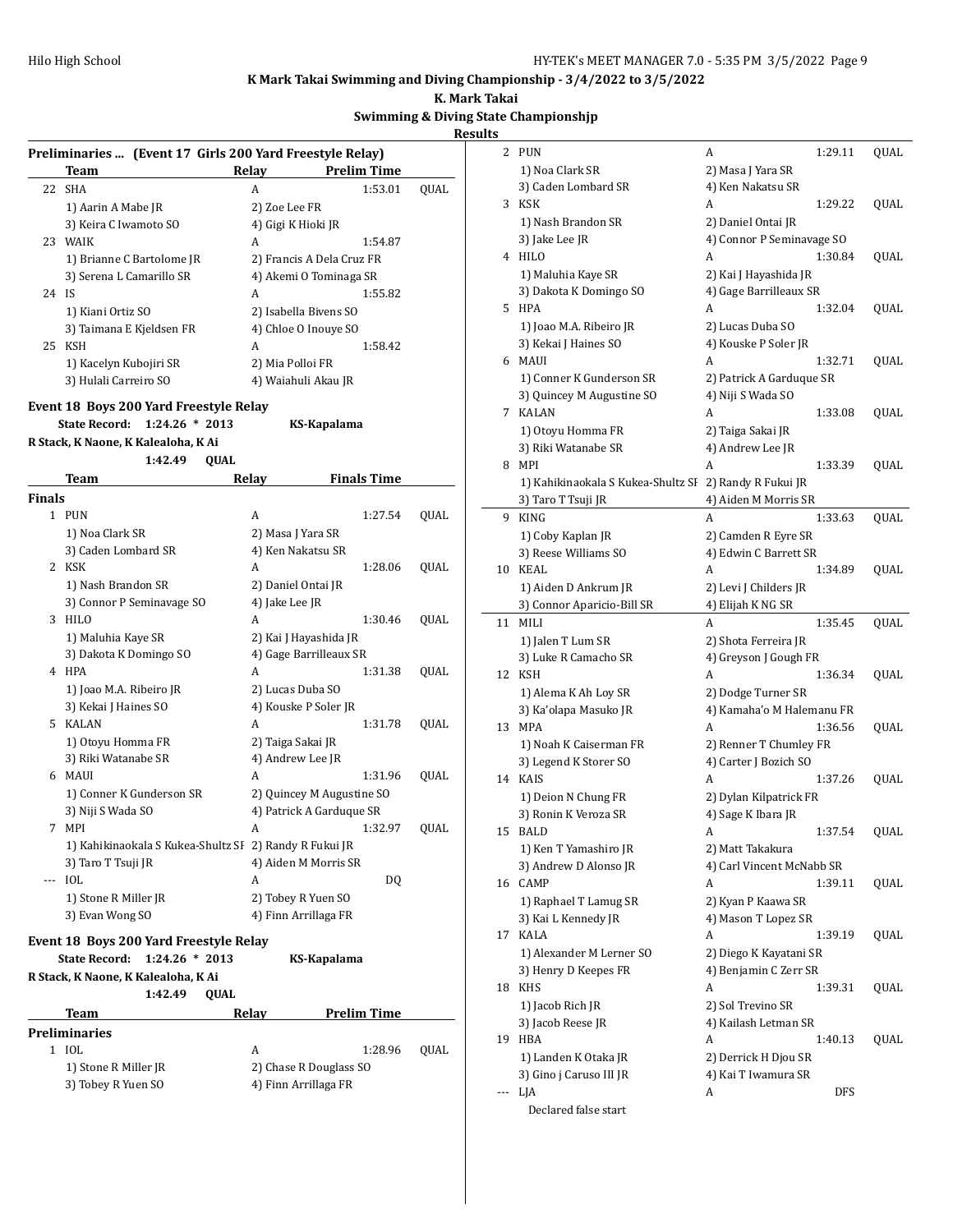K Mark Takai Swimming and Diving Championship - 3/4/2022 to 3/5/2022

K. Mark Takai

Swimming & Diving State Championshjp

Results

### Preliminaries ... (Event 17 Girls 200 Yard Freestyle Relay)

| | Team | Relay | Prelim Time | |
|---|---|---|---|---|
| 22 | SHA | A | 1:53.01 | QUAL |
| | 1) Aarin A Mabe JR | 2) Zoe Lee FR | | |
| | 3) Keira C Iwamoto SO | 4) Gigi K Hioki JR | | |
| 23 | WAIK | A | 1:54.87 | |
| | 1) Brianne C Bartolome JR | 2) Francis A Dela Cruz FR | | |
| | 3) Serena L Camarillo SR | 4) Akemi O Tominaga SR | | |
| 24 | IS | A | 1:55.82 | |
| | 1) Kiani Ortiz SO | 2) Isabella Bivens SO | | |
| | 3) Taimana E Kjeldsen FR | 4) Chloe O Inouye SO | | |
| 25 | KSH | A | 1:58.42 | |
| | 1) Kacelyn Kubojiri SR | 2) Mia Polloi FR | | |
| | 3) Hulali Carreiro SO | 4) Waiahuli Akau JR | | |

### Event 18 Boys 200 Yard Freestyle Relay

State Record: 1:24.26 * 2013 KS-Kapalama
R Stack, K Naone, K Kalealoha, K Ai
1:42.49 QUAL

| | Team | Relay | Finals Time | |
|---|---|---|---|---|
| **Finals** | | | | |
| 1 | PUN | A | 1:27.54 | QUAL |
| | 1) Noa Clark SR | 2) Masa J Yara SR | | |
| | 3) Caden Lombard SR | 4) Ken Nakatsu SR | | |
| 2 | KSK | A | 1:28.06 | QUAL |
| | 1) Nash Brandon SR | 2) Daniel Ontai JR | | |
| | 3) Connor P Seminavage SO | 4) Jake Lee JR | | |
| 3 | HILO | A | 1:30.46 | QUAL |
| | 1) Maluhia Kaye SR | 2) Kai J Hayashida JR | | |
| | 3) Dakota K Domingo SO | 4) Gage Barrilleaux SR | | |
| 4 | HPA | A | 1:31.38 | QUAL |
| | 1) Joao M.A. Ribeiro JR | 2) Lucas Duba SO | | |
| | 3) Kekai J Haines SO | 4) Kouske P Soler JR | | |
| 5 | KALAN | A | 1:31.78 | QUAL |
| | 1) Otoyu Homma FR | 2) Taiga Sakai JR | | |
| | 3) Riki Watanabe SR | 4) Andrew Lee JR | | |
| 6 | MAUI | A | 1:31.96 | QUAL |
| | 1) Conner K Gunderson SR | 2) Quincey M Augustine SO | | |
| | 3) Niji S Wada SO | 4) Patrick A Garduque SR | | |
| 7 | MPI | A | 1:32.97 | QUAL |
| | 1) Kahikinaokala S Kukea-Shultz SR | 2) Randy R Fukui JR | | |
| | 3) Taro T Tsuji JR | 4) Aiden M Morris SR | | |
| --- | IOL | A | DQ | |
| | 1) Stone R Miller JR | 2) Tobey R Yuen SO | | |
| | 3) Evan Wong SO | 4) Finn Arrillaga FR | | |

### Event 18 Boys 200 Yard Freestyle Relay

State Record: 1:24.26 * 2013 KS-Kapalama
R Stack, K Naone, K Kalealoha, K Ai
1:42.49 QUAL

| | Team | Relay | Prelim Time | |
|---|---|---|---|---|
| **Preliminaries** | | | | |
| 1 | IOL | A | 1:28.96 | QUAL |
| | 1) Stone R Miller JR | 2) Chase R Douglass SO | | |
| | 3) Tobey R Yuen SO | 4) Finn Arrillaga FR | | |
| 2 | PUN | A | 1:29.11 | QUAL |
| | 1) Noa Clark SR | 2) Masa J Yara SR | | |
| | 3) Caden Lombard SR | 4) Ken Nakatsu SR | | |
| 3 | KSK | A | 1:29.22 | QUAL |
| | 1) Nash Brandon SR | 2) Daniel Ontai JR | | |
| | 3) Jake Lee JR | 4) Connor P Seminavage SO | | |
| 4 | HILO | A | 1:30.84 | QUAL |
| | 1) Maluhia Kaye SR | 2) Kai J Hayashida JR | | |
| | 3) Dakota K Domingo SO | 4) Gage Barrilleaux SR | | |
| 5 | HPA | A | 1:32.04 | QUAL |
| | 1) Joao M.A. Ribeiro JR | 2) Lucas Duba SO | | |
| | 3) Kekai J Haines SO | 4) Kouske P Soler JR | | |
| 6 | MAUI | A | 1:32.71 | QUAL |
| | 1) Conner K Gunderson SR | 2) Patrick A Garduque SR | | |
| | 3) Quincey M Augustine SO | 4) Niji S Wada SO | | |
| 7 | KALAN | A | 1:33.08 | QUAL |
| | 1) Otoyu Homma FR | 2) Taiga Sakai JR | | |
| | 3) Riki Watanabe SR | 4) Andrew Lee JR | | |
| 8 | MPI | A | 1:33.39 | QUAL |
| | 1) Kahikinaokala S Kukea-Shultz SR | 2) Randy R Fukui JR | | |
| | 3) Taro T Tsuji JR | 4) Aiden M Morris SR | | |
| 9 | KING | A | 1:33.63 | QUAL |
| | 1) Coby Kaplan JR | 2) Camden R Eyre SR | | |
| | 3) Reese Williams SO | 4) Edwin C Barrett SR | | |
| 10 | KEAL | A | 1:34.89 | QUAL |
| | 1) Aiden D Ankrum JR | 2) Levi J Childers JR | | |
| | 3) Connor Aparicio-Bill SR | 4) Elijah K NG SR | | |
| 11 | MILI | A | 1:35.45 | QUAL |
| | 1) Jalen T Lum SR | 2) Shota Ferreira JR | | |
| | 3) Luke R Camacho SR | 4) Greyson J Gough FR | | |
| 12 | KSH | A | 1:36.34 | QUAL |
| | 1) Alema K Ah Loy SR | 2) Dodge Turner SR | | |
| | 3) Ka'olapa Masuko JR | 4) Kamaha'o M Halemanu FR | | |
| 13 | MPA | A | 1:36.56 | QUAL |
| | 1) Noah K Caiserman FR | 2) Renner T Chumley FR | | |
| | 3) Legend K Storer SO | 4) Carter J Bozich SO | | |
| 14 | KAIS | A | 1:37.26 | QUAL |
| | 1) Deion N Chung FR | 2) Dylan Kilpatrick FR | | |
| | 3) Ronin K Veroza SR | 4) Sage K Ibara JR | | |
| 15 | BALD | A | 1:37.54 | QUAL |
| | 1) Ken T Yamashiro JR | 2) Matt Takakura | | |
| | 3) Andrew D Alonso JR | 4) Carl Vincent McNabb SR | | |
| 16 | CAMP | A | 1:39.11 | QUAL |
| | 1) Raphael T Lamug SR | 2) Kyan P Kaawa SR | | |
| | 3) Kai L Kennedy JR | 4) Mason T Lopez SR | | |
| 17 | KALA | A | 1:39.19 | QUAL |
| | 1) Alexander M Lerner SO | 2) Diego K Kayatani SR | | |
| | 3) Henry D Keepes FR | 4) Benjamin C Zerr SR | | |
| 18 | KHS | A | 1:39.31 | QUAL |
| | 1) Jacob Rich JR | 2) Sol Trevino SR | | |
| | 3) Jacob Reese JR | 4) Kailash Letman SR | | |
| 19 | HBA | A | 1:40.13 | QUAL |
| | 1) Landen K Otaka JR | 2) Derrick H Djou SR | | |
| | 3) Gino j Caruso III JR | 4) Kai T Iwamura SR | | |
| --- | LJA | A | DFS | |
| | Declared false start | | | |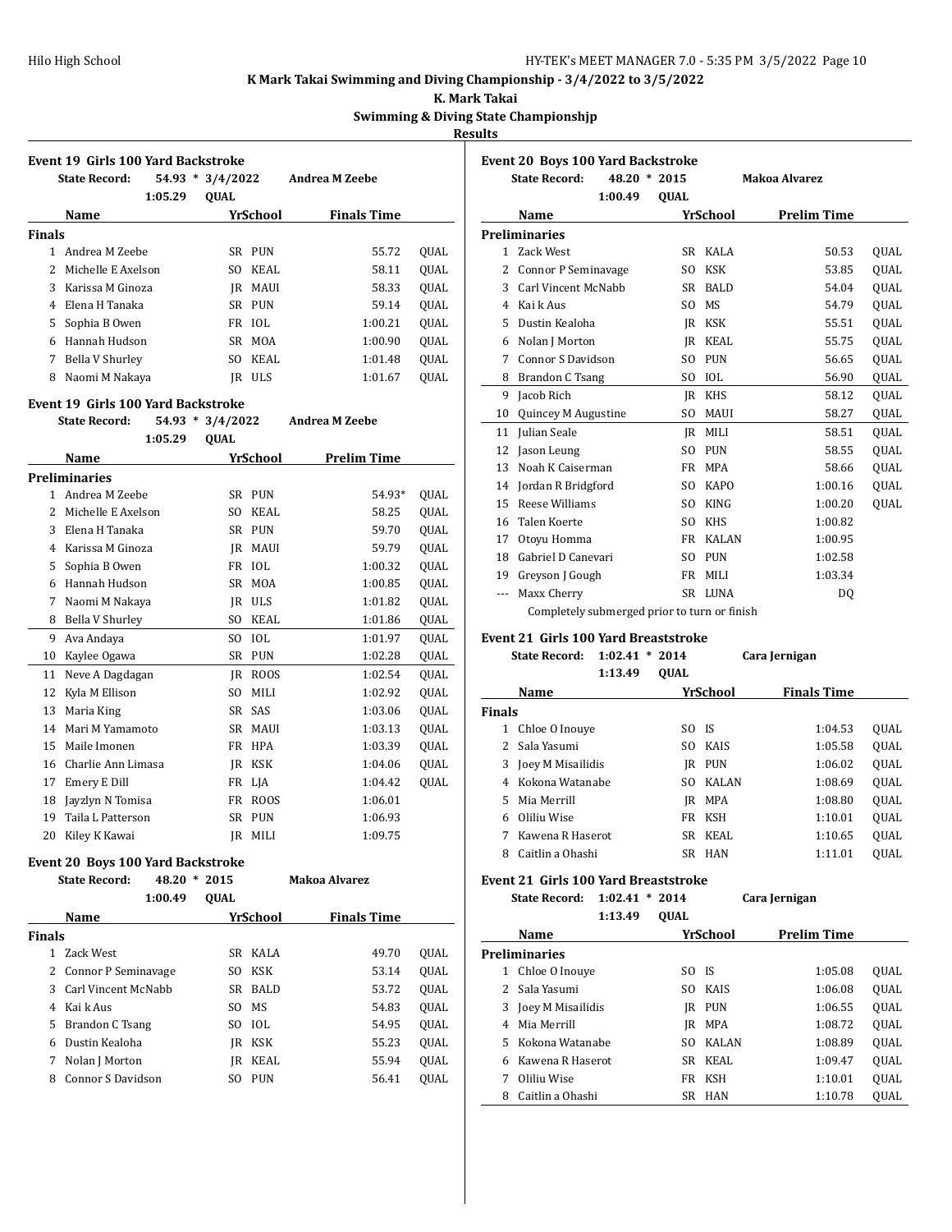**K Mark Takai Swimming and Diving Championship - 3/4/2022 to 3/5/2022**

**K. Mark Takai**

**Swimming & Diving State Championshjp**

**Results**

### Event 19 Girls 100 Yard Backstroke

State Record: 54.93 * 3/4/2022 Andrea M Zeebe

1:05.29 QUAL

| | Name | Yr | School | Finals Time | |
|---|---|---|---|---|---|
| **Finals** | | | | | |
| 1 | Andrea M Zeebe | SR | PUN | 55.72 | QUAL |
| 2 | Michelle E Axelson | SO | KEAL | 58.11 | QUAL |
| 3 | Karissa M Ginoza | JR | MAUI | 58.33 | QUAL |
| 4 | Elena H Tanaka | SR | PUN | 59.14 | QUAL |
| 5 | Sophia B Owen | FR | IOL | 1:00.21 | QUAL |
| 6 | Hannah Hudson | SR | MOA | 1:00.90 | QUAL |
| 7 | Bella V Shurley | SO | KEAL | 1:01.48 | QUAL |
| 8 | Naomi M Nakaya | JR | ULS | 1:01.67 | QUAL |

### Event 19 Girls 100 Yard Backstroke

State Record: 54.93 * 3/4/2022 Andrea M Zeebe

1:05.29 QUAL

| | Name | Yr | School | Prelim Time | |
|---|---|---|---|---|---|
| **Preliminaries** | | | | | |
| 1 | Andrea M Zeebe | SR | PUN | 54.93* | QUAL |
| 2 | Michelle E Axelson | SO | KEAL | 58.25 | QUAL |
| 3 | Elena H Tanaka | SR | PUN | 59.70 | QUAL |
| 4 | Karissa M Ginoza | JR | MAUI | 59.79 | QUAL |
| 5 | Sophia B Owen | FR | IOL | 1:00.32 | QUAL |
| 6 | Hannah Hudson | SR | MOA | 1:00.85 | QUAL |
| 7 | Naomi M Nakaya | JR | ULS | 1:01.82 | QUAL |
| 8 | Bella V Shurley | SO | KEAL | 1:01.86 | QUAL |
| 9 | Ava Andaya | SO | IOL | 1:01.97 | QUAL |
| 10 | Kaylee Ogawa | SR | PUN | 1:02.28 | QUAL |
| 11 | Neve A Dagdagan | JR | ROOS | 1:02.54 | QUAL |
| 12 | Kyla M Ellison | SO | MILI | 1:02.92 | QUAL |
| 13 | Maria King | SR | SAS | 1:03.06 | QUAL |
| 14 | Mari M Yamamoto | SR | MAUI | 1:03.13 | QUAL |
| 15 | Maile Imonen | FR | HPA | 1:03.39 | QUAL |
| 16 | Charlie Ann Limasa | JR | KSK | 1:04.06 | QUAL |
| 17 | Emery E Dill | FR | LJA | 1:04.42 | QUAL |
| 18 | Jayzlyn N Tomisa | FR | ROOS | 1:06.01 | |
| 19 | Taila L Patterson | SR | PUN | 1:06.93 | |
| 20 | Kiley K Kawai | JR | MILI | 1:09.75 | |

### Event 20 Boys 100 Yard Backstroke

State Record: 48.20 * 2015 Makoa Alvarez

1:00.49 QUAL

| | Name | Yr | School | Finals Time | |
|---|---|---|---|---|---|
| **Finals** | | | | | |
| 1 | Zack West | SR | KALA | 49.70 | QUAL |
| 2 | Connor P Seminavage | SO | KSK | 53.14 | QUAL |
| 3 | Carl Vincent McNabb | SR | BALD | 53.72 | QUAL |
| 4 | Kai k Aus | SO | MS | 54.83 | QUAL |
| 5 | Brandon C Tsang | SO | IOL | 54.95 | QUAL |
| 6 | Dustin Kealoha | JR | KSK | 55.23 | QUAL |
| 7 | Nolan J Morton | JR | KEAL | 55.94 | QUAL |
| 8 | Connor S Davidson | SO | PUN | 56.41 | QUAL |

### Event 20 Boys 100 Yard Backstroke

State Record: 48.20 * 2015 Makoa Alvarez

1:00.49 QUAL

| | Name | Yr | School | Prelim Time | |
|---|---|---|---|---|---|
| **Preliminaries** | | | | | |
| 1 | Zack West | SR | KALA | 50.53 | QUAL |
| 2 | Connor P Seminavage | SO | KSK | 53.85 | QUAL |
| 3 | Carl Vincent McNabb | SR | BALD | 54.04 | QUAL |
| 4 | Kai k Aus | SO | MS | 54.79 | QUAL |
| 5 | Dustin Kealoha | JR | KSK | 55.51 | QUAL |
| 6 | Nolan J Morton | JR | KEAL | 55.75 | QUAL |
| 7 | Connor S Davidson | SO | PUN | 56.65 | QUAL |
| 8 | Brandon C Tsang | SO | IOL | 56.90 | QUAL |
| 9 | Jacob Rich | JR | KHS | 58.12 | QUAL |
| 10 | Quincey M Augustine | SO | MAUI | 58.27 | QUAL |
| 11 | Julian Seale | JR | MILI | 58.51 | QUAL |
| 12 | Jason Leung | SO | PUN | 58.55 | QUAL |
| 13 | Noah K Caiserman | FR | MPA | 58.66 | QUAL |
| 14 | Jordan R Bridgford | SO | KAPO | 1:00.16 | QUAL |
| 15 | Reese Williams | SO | KING | 1:00.20 | QUAL |
| 16 | Talen Koerte | SO | KHS | 1:00.82 | |
| 17 | Otoyu Homma | FR | KALAN | 1:00.95 | |
| 18 | Gabriel D Canevari | SO | PUN | 1:02.58 | |
| 19 | Greyson J Gough | FR | MILI | 1:03.34 | |
| --- | Maxx Cherry | SR | LUNA | DQ | |

Completely submerged prior to turn or finish

### Event 21 Girls 100 Yard Breaststroke

State Record: 1:02.41 * 2014 Cara Jernigan

1:13.49 QUAL

| | Name | Yr | School | Finals Time | |
|---|---|---|---|---|---|
| **Finals** | | | | | |
| 1 | Chloe O Inouye | SO | IS | 1:04.53 | QUAL |
| 2 | Sala Yasumi | SO | KAIS | 1:05.58 | QUAL |
| 3 | Joey M Misailidis | JR | PUN | 1:06.02 | QUAL |
| 4 | Kokona Watanabe | SO | KALAN | 1:08.69 | QUAL |
| 5 | Mia Merrill | JR | MPA | 1:08.80 | QUAL |
| 6 | Oliliu Wise | FR | KSH | 1:10.01 | QUAL |
| 7 | Kawena R Haserot | SR | KEAL | 1:10.65 | QUAL |
| 8 | Caitlin a Ohashi | SR | HAN | 1:11.01 | QUAL |

### Event 21 Girls 100 Yard Breaststroke

State Record: 1:02.41 * 2014 Cara Jernigan

1:13.49 QUAL

| | Name | Yr | School | Prelim Time | |
|---|---|---|---|---|---|
| **Preliminaries** | | | | | |
| 1 | Chloe O Inouye | SO | IS | 1:05.08 | QUAL |
| 2 | Sala Yasumi | SO | KAIS | 1:06.08 | QUAL |
| 3 | Joey M Misailidis | JR | PUN | 1:06.55 | QUAL |
| 4 | Mia Merrill | JR | MPA | 1:08.72 | QUAL |
| 5 | Kokona Watanabe | SO | KALAN | 1:08.89 | QUAL |
| 6 | Kawena R Haserot | SR | KEAL | 1:09.47 | QUAL |
| 7 | Oliliu Wise | FR | KSH | 1:10.01 | QUAL |
| 8 | Caitlin a Ohashi | SR | HAN | 1:10.78 | QUAL |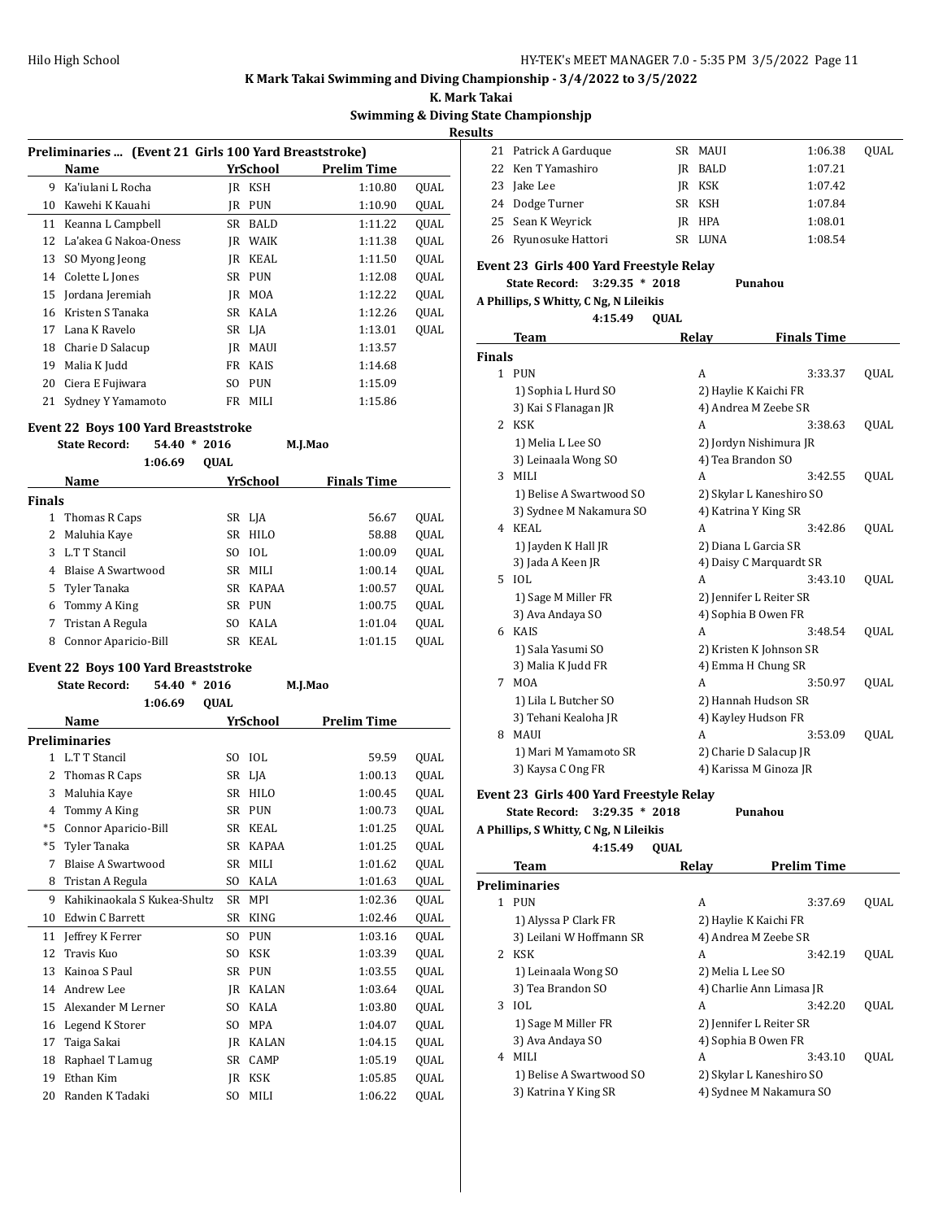## K Mark Takai Swimming and Diving Championship - 3/4/2022 to 3/5/2022

### K. Mark Takai

### Swimming & Diving State Championshjp

### Results

**Preliminaries ... (Event 21 Girls 100 Yard Breaststroke)**

| | Name | Yr | School | Prelim Time | |
|---|---|---|---|---|---|
| 9 | Ka'iulani L Rocha | JR | KSH | 1:10.80 | QUAL |
| 10 | Kawehi K Kauahi | JR | PUN | 1:10.90 | QUAL |
| 11 | Keanna L Campbell | SR | BALD | 1:11.22 | QUAL |
| 12 | La'akea G Nakoa-Oness | JR | WAIK | 1:11.38 | QUAL |
| 13 | SO Myong Jeong | JR | KEAL | 1:11.50 | QUAL |
| 14 | Colette L Jones | SR | PUN | 1:12.08 | QUAL |
| 15 | Jordana Jeremiah | JR | MOA | 1:12.22 | QUAL |
| 16 | Kristen S Tanaka | SR | KALA | 1:12.26 | QUAL |
| 17 | Lana K Ravelo | SR | LJA | 1:13.01 | QUAL |
| 18 | Charie D Salacup | JR | MAUI | 1:13.57 | |
| 19 | Malia K Judd | FR | KAIS | 1:14.68 | |
| 20 | Ciera E Fujiwara | SO | PUN | 1:15.09 | |
| 21 | Sydney Y Yamamoto | FR | MILI | 1:15.86 | |

**Event 22 Boys 100 Yard Breaststroke**

State Record: 54.40 * 2016 M.J.Mao

1:06.69 QUAL

| | Name | Yr | School | Finals Time | |
|---|---|---|---|---|---|
| **Finals** | | | | | |
| 1 | Thomas R Caps | SR | LJA | 56.67 | QUAL |
| 2 | Maluhia Kaye | SR | HILO | 58.88 | QUAL |
| 3 | L.T T Stancil | SO | IOL | 1:00.09 | QUAL |
| 4 | Blaise A Swartwood | SR | MILI | 1:00.14 | QUAL |
| 5 | Tyler Tanaka | SR | KAPAA | 1:00.57 | QUAL |
| 6 | Tommy A King | SR | PUN | 1:00.75 | QUAL |
| 7 | Tristan A Regula | SO | KALA | 1:01.04 | QUAL |
| 8 | Connor Aparicio-Bill | SR | KEAL | 1:01.15 | QUAL |

**Event 22 Boys 100 Yard Breaststroke**

State Record: 54.40 * 2016 M.J.Mao

1:06.69 QUAL

| | Name | Yr | School | Prelim Time | |
|---|---|---|---|---|---|
| **Preliminaries** | | | | | |
| 1 | L.T T Stancil | SO | IOL | 59.59 | QUAL |
| 2 | Thomas R Caps | SR | LJA | 1:00.13 | QUAL |
| 3 | Maluhia Kaye | SR | HILO | 1:00.45 | QUAL |
| 4 | Tommy A King | SR | PUN | 1:00.73 | QUAL |
| *5 | Connor Aparicio-Bill | SR | KEAL | 1:01.25 | QUAL |
| *5 | Tyler Tanaka | SR | KAPAA | 1:01.25 | QUAL |
| 7 | Blaise A Swartwood | SR | MILI | 1:01.62 | QUAL |
| 8 | Tristan A Regula | SO | KALA | 1:01.63 | QUAL |
| 9 | Kahikinaokala S Kukea-Shultz | SR | MPI | 1:02.36 | QUAL |
| 10 | Edwin C Barrett | SR | KING | 1:02.46 | QUAL |
| 11 | Jeffrey K Ferrer | SO | PUN | 1:03.16 | QUAL |
| 12 | Travis Kuo | SO | KSK | 1:03.39 | QUAL |
| 13 | Kainoa S Paul | SR | PUN | 1:03.55 | QUAL |
| 14 | Andrew Lee | JR | KALAN | 1:03.64 | QUAL |
| 15 | Alexander M Lerner | SO | KALA | 1:03.80 | QUAL |
| 16 | Legend K Storer | SO | MPA | 1:04.07 | QUAL |
| 17 | Taiga Sakai | JR | KALAN | 1:04.15 | QUAL |
| 18 | Raphael T Lamug | SR | CAMP | 1:05.19 | QUAL |
| 19 | Ethan Kim | JR | KSK | 1:05.85 | QUAL |
| 20 | Randen K Tadaki | SO | MILI | 1:06.22 | QUAL |
| 21 | Patrick A Garduque | SR | MAUI | 1:06.38 | QUAL |
| 22 | Ken T Yamashiro | JR | BALD | 1:07.21 | |
| 23 | Jake Lee | JR | KSK | 1:07.42 | |
| 24 | Dodge Turner | SR | KSH | 1:07.84 | |
| 25 | Sean K Weyrick | JR | HPA | 1:08.01 | |
| 26 | Ryunosuke Hattori | SR | LUNA | 1:08.54 | |

**Event 23 Girls 400 Yard Freestyle Relay**

State Record: 3:29.35 * 2018 Punahou

A Phillips, S Whitty, C Ng, N Lileikis

4:15.49 QUAL

| | Team | Relay | Finals Time | |
|---|---|---|---|---|
| **Finals** | | | | |
| 1 | PUN | A | 3:33.37 | QUAL |
| | 1) Sophia L Hurd SO | 2) Haylie K Kaichi FR | | |
| | 3) Kai S Flanagan JR | 4) Andrea M Zeebe SR | | |
| 2 | KSK | A | 3:38.63 | QUAL |
| | 1) Melia L Lee SO | 2) Jordyn Nishimura JR | | |
| | 3) Leinaala Wong SO | 4) Tea Brandon SO | | |
| 3 | MILI | A | 3:42.55 | QUAL |
| | 1) Belise A Swartwood SO | 2) Skylar L Kaneshiro SO | | |
| | 3) Sydnee M Nakamura SO | 4) Katrina Y King SR | | |
| 4 | KEAL | A | 3:42.86 | QUAL |
| | 1) Jayden K Hall JR | 2) Diana L Garcia SR | | |
| | 3) Jada A Keen JR | 4) Daisy C Marquardt SR | | |
| 5 | IOL | A | 3:43.10 | QUAL |
| | 1) Sage M Miller FR | 2) Jennifer L Reiter SR | | |
| | 3) Ava Andaya SO | 4) Sophia B Owen FR | | |
| 6 | KAIS | A | 3:48.54 | QUAL |
| | 1) Sala Yasumi SO | 2) Kristen K Johnson SR | | |
| | 3) Malia K Judd FR | 4) Emma H Chung SR | | |
| 7 | MOA | A | 3:50.97 | QUAL |
| | 1) Lila L Butcher SO | 2) Hannah Hudson SR | | |
| | 3) Tehani Kealoha JR | 4) Kayley Hudson FR | | |
| 8 | MAUI | A | 3:53.09 | QUAL |
| | 1) Mari M Yamamoto SR | 2) Charie D Salacup JR | | |
| | 3) Kaysa C Ong FR | 4) Karissa M Ginoza JR | | |

**Event 23 Girls 400 Yard Freestyle Relay**

State Record: 3:29.35 * 2018 Punahou

A Phillips, S Whitty, C Ng, N Lileikis

4:15.49 QUAL

| | Team | Relay | Prelim Time | |
|---|---|---|---|---|
| **Preliminaries** | | | | |
| 1 | PUN | A | 3:37.69 | QUAL |
| | 1) Alyssa P Clark FR | 2) Haylie K Kaichi FR | | |
| | 3) Leilani W Hoffmann SR | 4) Andrea M Zeebe SR | | |
| 2 | KSK | A | 3:42.19 | QUAL |
| | 1) Leinaala Wong SO | 2) Melia L Lee SO | | |
| | 3) Tea Brandon SO | 4) Charlie Ann Limasa JR | | |
| 3 | IOL | A | 3:42.20 | QUAL |
| | 1) Sage M Miller FR | 2) Jennifer L Reiter SR | | |
| | 3) Ava Andaya SO | 4) Sophia B Owen FR | | |
| 4 | MILI | A | 3:43.10 | QUAL |
| | 1) Belise A Swartwood SO | 2) Skylar L Kaneshiro SO | | |
| | 3) Katrina Y King SR | 4) Sydnee M Nakamura SO | | |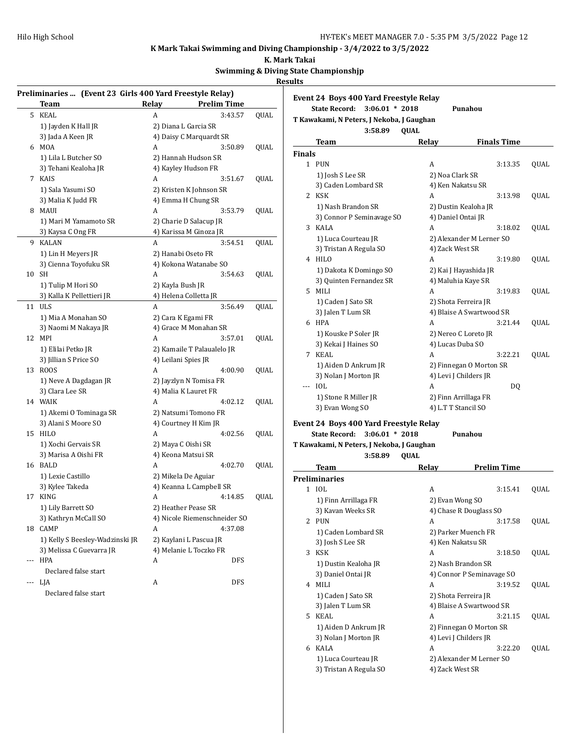K Mark Takai Swimming and Diving Championship - 3/4/2022 to 3/5/2022

K. Mark Takai

Swimming & Diving State Championshjp

Results

### Preliminaries ... (Event 23 Girls 400 Yard Freestyle Relay)

| | Team | Relay | Prelim Time | |
|---|---|---|---|---|
| 5 | KEAL | A | 3:43.57 | QUAL |
| | 1) Jayden K Hall JR | 2) Diana L Garcia SR | | |
| | 3) Jada A Keen JR | 4) Daisy C Marquardt SR | | |
| 6 | MOA | A | 3:50.89 | QUAL |
| | 1) Lila L Butcher SO | 2) Hannah Hudson SR | | |
| | 3) Tehani Kealoha JR | 4) Kayley Hudson FR | | |
| 7 | KAIS | A | 3:51.67 | QUAL |
| | 1) Sala Yasumi SO | 2) Kristen K Johnson SR | | |
| | 3) Malia K Judd FR | 4) Emma H Chung SR | | |
| 8 | MAUI | A | 3:53.79 | QUAL |
| | 1) Mari M Yamamoto SR | 2) Charie D Salacup JR | | |
| | 3) Kaysa C Ong FR | 4) Karissa M Ginoza JR | | |
| 9 | KALAN | A | 3:54.51 | QUAL |
| | 1) Lin H Meyers JR | 2) Hanabi Oseto FR | | |
| | 3) Cienna Toyofuku SR | 4) Kokona Watanabe SO | | |
| 10 | SH | A | 3:54.63 | QUAL |
| | 1) Tulip M Hori SO | 2) Kayla Bush JR | | |
| | 3) Kalla K Pellettieri JR | 4) Helena Colletta JR | | |
| 11 | ULS | A | 3:56.49 | QUAL |
| | 1) Mia A Monahan SO | 2) Cara K Egami FR | | |
| | 3) Naomi M Nakaya JR | 4) Grace M Monahan SR | | |
| 12 | MPI | A | 3:57.01 | QUAL |
| | 1) Elilai Petko JR | 2) Kamaile T Palaualelo JR | | |
| | 3) Jillian S Price SO | 4) Leilani Spies JR | | |
| 13 | ROOS | A | 4:00.90 | QUAL |
| | 1) Neve A Dagdagan JR | 2) Jayzlyn N Tomisa FR | | |
| | 3) Clara Lee SR | 4) Malia K Lauret FR | | |
| 14 | WAIK | A | 4:02.12 | QUAL |
| | 1) Akemi O Tominaga SR | 2) Natsumi Tomono FR | | |
| | 3) Alani S Moore SO | 4) Courtney H Kim JR | | |
| 15 | HILO | A | 4:02.56 | QUAL |
| | 1) Xochi Gervais SR | 2) Maya C Oishi SR | | |
| | 3) Marisa A Oishi FR | 4) Keona Matsui SR | | |
| 16 | BALD | A | 4:02.70 | QUAL |
| | 1) Lexie Castillo | 2) Mikela De Aguiar | | |
| | 3) Kylee Takeda | 4) Keanna L Campbell SR | | |
| 17 | KING | A | 4:14.85 | QUAL |
| | 1) Lily Barrett SO | 2) Heather Pease SR | | |
| | 3) Kathryn McCall SO | 4) Nicole Riemenschneider SO | | |
| 18 | CAMP | A | 4:37.08 | |
| | 1) Kelly S Beesley-Wadzinski JR | 2) Kaylani L Pascua JR | | |
| | 3) Melissa C Guevarra JR | 4) Melanie L Toczko FR | | |
| --- | HPA | A | DFS | |
| | Declared false start | | | |
| --- | LJA | A | DFS | |
| | Declared false start | | | |

### Event 24 Boys 400 Yard Freestyle Relay

State Record: 3:06.01 * 2018 Punahou
T Kawakami, N Peters, J Nekoba, J Gaughan
3:58.89 QUAL

| | Team | Relay | Finals Time | |
|---|---|---|---|---|
| **Finals** | | | | |
| 1 | PUN | A | 3:13.35 | QUAL |
| | 1) Josh S Lee SR | 2) Noa Clark SR | | |
| | 3) Caden Lombard SR | 4) Ken Nakatsu SR | | |
| 2 | KSK | A | 3:13.98 | QUAL |
| | 1) Nash Brandon SR | 2) Dustin Kealoha JR | | |
| | 3) Connor P Seminavage SO | 4) Daniel Ontai JR | | |
| 3 | KALA | A | 3:18.02 | QUAL |
| | 1) Luca Courteau JR | 2) Alexander M Lerner SO | | |
| | 3) Tristan A Regula SO | 4) Zack West SR | | |
| 4 | HILO | A | 3:19.80 | QUAL |
| | 1) Dakota K Domingo SO | 2) Kai J Hayashida JR | | |
| | 3) Quinten Fernandez SR | 4) Maluhia Kaye SR | | |
| 5 | MILI | A | 3:19.83 | QUAL |
| | 1) Caden J Sato SR | 2) Shota Ferreira JR | | |
| | 3) Jalen T Lum SR | 4) Blaise A Swartwood SR | | |
| 6 | HPA | A | 3:21.44 | QUAL |
| | 1) Kouske P Soler JR | 2) Nereo C Loreto JR | | |
| | 3) Kekai J Haines SO | 4) Lucas Duba SO | | |
| 7 | KEAL | A | 3:22.21 | QUAL |
| | 1) Aiden D Ankrum JR | 2) Finnegan O Morton SR | | |
| | 3) Nolan J Morton JR | 4) Levi J Childers JR | | |
| --- | IOL | A | DQ | |
| | 1) Stone R Miller JR | 2) Finn Arrillaga FR | | |
| | 3) Evan Wong SO | 4) L.T T Stancil SO | | |

### Event 24 Boys 400 Yard Freestyle Relay

State Record: 3:06.01 * 2018 Punahou
T Kawakami, N Peters, J Nekoba, J Gaughan
3:58.89 QUAL

| | Team | Relay | Prelim Time | |
|---|---|---|---|---|
| **Preliminaries** | | | | |
| 1 | IOL | A | 3:15.41 | QUAL |
| | 1) Finn Arrillaga FR | 2) Evan Wong SO | | |
| | 3) Kavan Weeks SR | 4) Chase R Douglass SO | | |
| 2 | PUN | A | 3:17.58 | QUAL |
| | 1) Caden Lombard SR | 2) Parker Muench FR | | |
| | 3) Josh S Lee SR | 4) Ken Nakatsu SR | | |
| 3 | KSK | A | 3:18.50 | QUAL |
| | 1) Dustin Kealoha JR | 2) Nash Brandon SR | | |
| | 3) Daniel Ontai JR | 4) Connor P Seminavage SO | | |
| 4 | MILI | A | 3:19.52 | QUAL |
| | 1) Caden J Sato SR | 2) Shota Ferreira JR | | |
| | 3) Jalen T Lum SR | 4) Blaise A Swartwood SR | | |
| 5 | KEAL | A | 3:21.15 | QUAL |
| | 1) Aiden D Ankrum JR | 2) Finnegan O Morton SR | | |
| | 3) Nolan J Morton JR | 4) Levi J Childers JR | | |
| 6 | KALA | A | 3:22.20 | QUAL |
| | 1) Luca Courteau JR | 2) Alexander M Lerner SO | | |
| | 3) Tristan A Regula SO | 4) Zack West SR | | |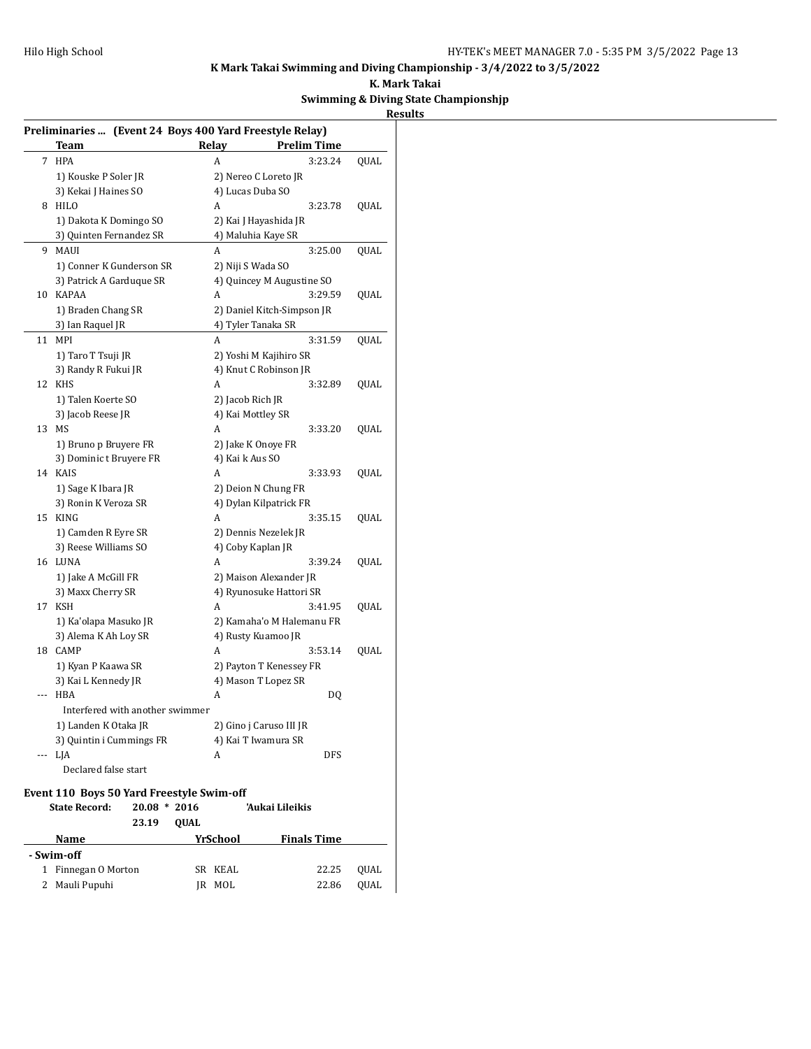# K Mark Takai Swimming and Diving Championship - 3/4/2022 to 3/5/2022

## K. Mark Takai

### Swimming & Diving State Championshjp

### Results

**Preliminaries ... (Event 24 Boys 400 Yard Freestyle Relay)**

| | Team | Relay | Prelim Time | |
|---|---|---|---|---|
| 7 | HPA | A | 3:23.24 | QUAL |
| | 1) Kouske P Soler JR | 2) Nereo C Loreto JR | | |
| | 3) Kekai J Haines SO | 4) Lucas Duba SO | | |
| 8 | HILO | A | 3:23.78 | QUAL |
| | 1) Dakota K Domingo SO | 2) Kai J Hayashida JR | | |
| | 3) Quinten Fernandez SR | 4) Maluhia Kaye SR | | |
| 9 | MAUI | A | 3:25.00 | QUAL |
| | 1) Conner K Gunderson SR | 2) Niji S Wada SO | | |
| | 3) Patrick A Garduque SR | 4) Quincey M Augustine SO | | |
| 10 | KAPAA | A | 3:29.59 | QUAL |
| | 1) Braden Chang SR | 2) Daniel Kitch-Simpson JR | | |
| | 3) Ian Raquel JR | 4) Tyler Tanaka SR | | |
| 11 | MPI | A | 3:31.59 | QUAL |
| | 1) Taro T Tsuji JR | 2) Yoshi M Kajihiro SR | | |
| | 3) Randy R Fukui JR | 4) Knut C Robinson JR | | |
| 12 | KHS | A | 3:32.89 | QUAL |
| | 1) Talen Koerte SO | 2) Jacob Rich JR | | |
| | 3) Jacob Reese JR | 4) Kai Mottley SR | | |
| 13 | MS | A | 3:33.20 | QUAL |
| | 1) Bruno p Bruyere FR | 2) Jake K Onoye FR | | |
| | 3) Dominic t Bruyere FR | 4) Kai k Aus SO | | |
| 14 | KAIS | A | 3:33.93 | QUAL |
| | 1) Sage K Ibara JR | 2) Deion N Chung FR | | |
| | 3) Ronin K Veroza SR | 4) Dylan Kilpatrick FR | | |
| 15 | KING | A | 3:35.15 | QUAL |
| | 1) Camden R Eyre SR | 2) Dennis Nezelek JR | | |
| | 3) Reese Williams SO | 4) Coby Kaplan JR | | |
| 16 | LUNA | A | 3:39.24 | QUAL |
| | 1) Jake A McGill FR | 2) Maison Alexander JR | | |
| | 3) Maxx Cherry SR | 4) Ryunosuke Hattori SR | | |
| 17 | KSH | A | 3:41.95 | QUAL |
| | 1) Ka'olapa Masuko JR | 2) Kamaha'o M Halemanu FR | | |
| | 3) Alema K Ah Loy SR | 4) Rusty Kuamoo JR | | |
| 18 | CAMP | A | 3:53.14 | QUAL |
| | 1) Kyan P Kaawa SR | 2) Payton T Kenessey FR | | |
| | 3) Kai L Kennedy JR | 4) Mason T Lopez SR | | |
| --- | HBA | A | DQ | |
| | Interfered with another swimmer | | | |
| | 1) Landen K Otaka JR | 2) Gino j Caruso III JR | | |
| | 3) Quintin i Cummings FR | 4) Kai T Iwamura SR | | |
| --- | LJA | A | DFS | |
| | Declared false start | | | |

**Event 110 Boys 50 Yard Freestyle Swim-off**

State Record: 20.08 * 2016 'Aukai Lileikis

23.19 QUAL

| | Name | Yr | School | Finals Time | |
|---|---|---|---|---|---|
| **- Swim-off** | | | | | |
| 1 | Finnegan O Morton | SR | KEAL | 22.25 | QUAL |
| 2 | Mauli Pupuhi | JR | MOL | 22.86 | QUAL |